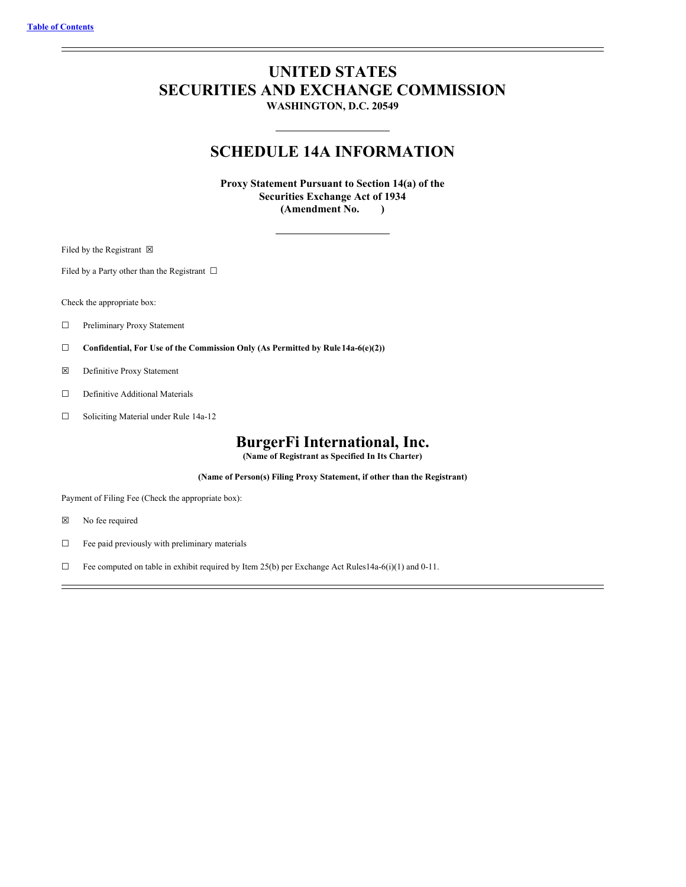Table of Contents

# UNITED STATES
# SECURITIES AND EXCHANGE COMMISSION

**WASHINGTON, D.C. 20549**

## SCHEDULE 14A INFORMATION

**Proxy Statement Pursuant to Section 14(a) of the**
**Securities Exchange Act of 1934**
**(Amendment No. )**

Filed by the Registrant ☒

Filed by a Party other than the Registrant ☐

Check the appropriate box:

☐ Preliminary Proxy Statement

☐ **Confidential, For Use of the Commission Only (As Permitted by Rule 14a-6(e)(2))**

☒ Definitive Proxy Statement

☐ Definitive Additional Materials

☐ Soliciting Material under Rule 14a-12

# BurgerFi International, Inc.

**(Name of Registrant as Specified In Its Charter)**

**(Name of Person(s) Filing Proxy Statement, if other than the Registrant)**

Payment of Filing Fee (Check the appropriate box):

☒ No fee required

☐ Fee paid previously with preliminary materials

☐ Fee computed on table in exhibit required by Item 25(b) per Exchange Act Rules 14a-6(i)(1) and 0-11.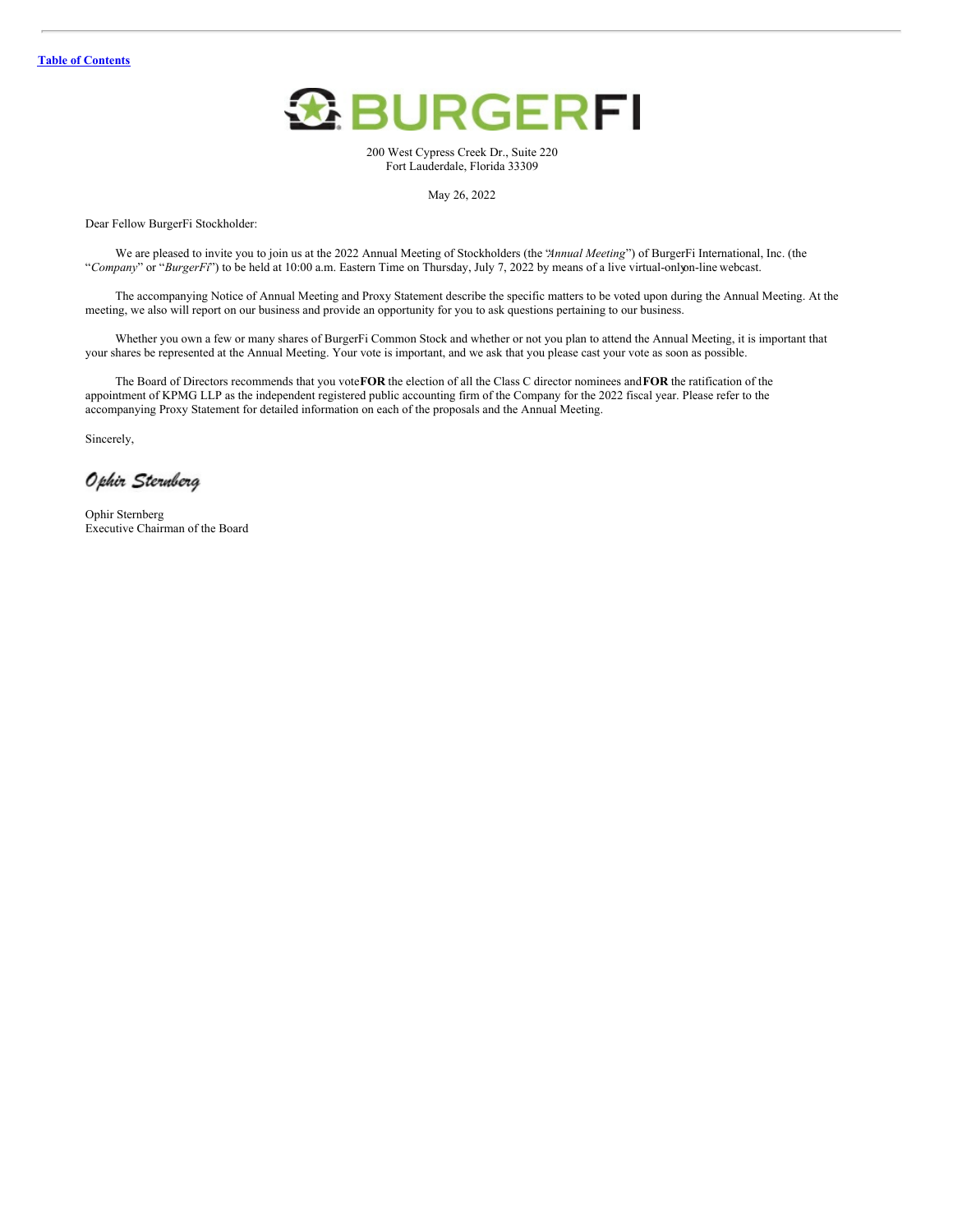Table of Contents

200 West Cypress Creek Dr., Suite 220
Fort Lauderdale, Florida 33309

May 26, 2022

Dear Fellow BurgerFi Stockholder:

We are pleased to invite you to join us at the 2022 Annual Meeting of Stockholders (the "*Annual Meeting*") of BurgerFi International, Inc. (the "*Company*" or "*BurgerFi*") to be held at 10:00 a.m. Eastern Time on Thursday, July 7, 2022 by means of a live virtual-only on-line webcast.

The accompanying Notice of Annual Meeting and Proxy Statement describe the specific matters to be voted upon during the Annual Meeting. At the meeting, we also will report on our business and provide an opportunity for you to ask questions pertaining to our business.

Whether you own a few or many shares of BurgerFi Common Stock and whether or not you plan to attend the Annual Meeting, it is important that your shares be represented at the Annual Meeting. Your vote is important, and we ask that you please cast your vote as soon as possible.

The Board of Directors recommends that you vote **FOR** the election of all the Class C director nominees and **FOR** the ratification of the appointment of KPMG LLP as the independent registered public accounting firm of the Company for the 2022 fiscal year. Please refer to the accompanying Proxy Statement for detailed information on each of the proposals and the Annual Meeting.

Sincerely,

*Ophir Sternberg*

Ophir Sternberg
Executive Chairman of the Board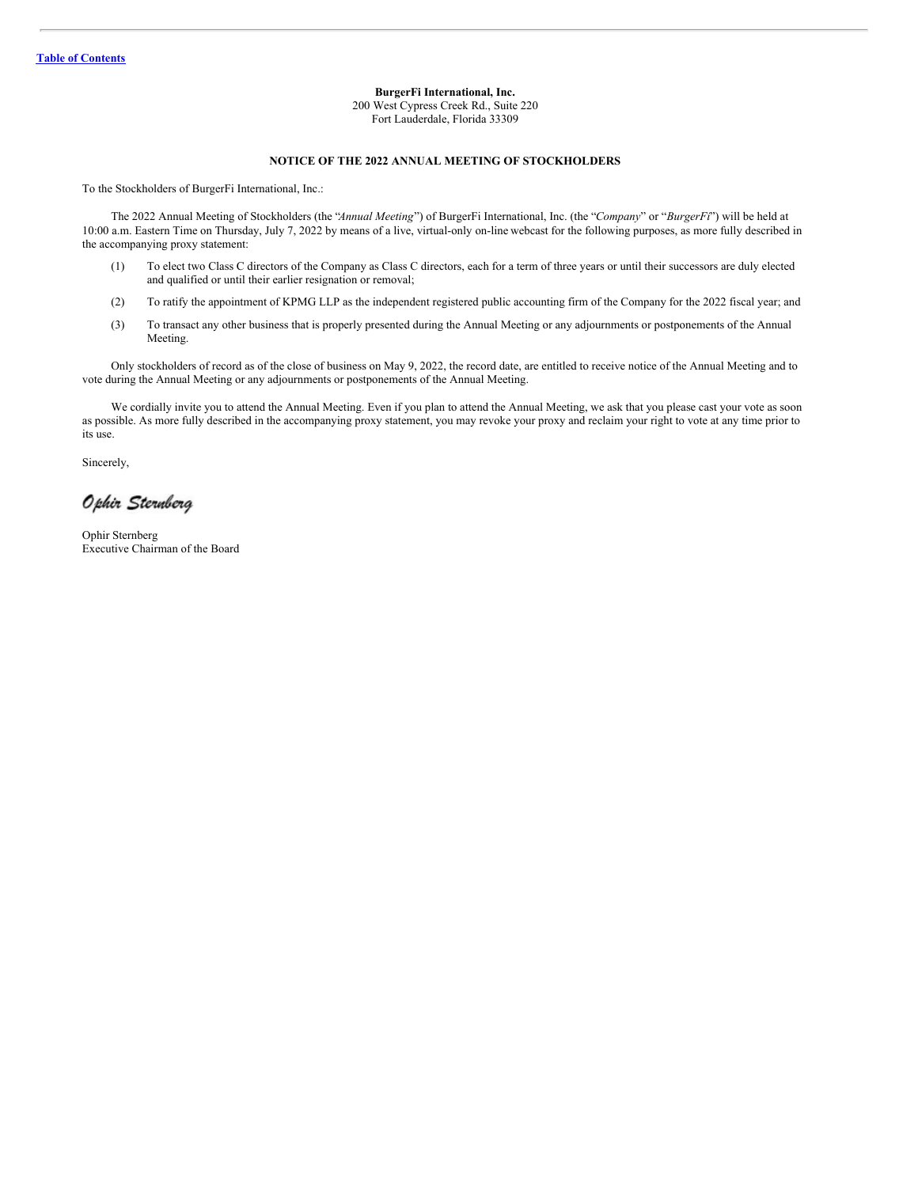**BurgerFi International, Inc.**
200 West Cypress Creek Rd., Suite 220
Fort Lauderdale, Florida 33309

**NOTICE OF THE 2022 ANNUAL MEETING OF STOCKHOLDERS**

To the Stockholders of BurgerFi International, Inc.:

The 2022 Annual Meeting of Stockholders (the "*Annual Meeting*") of BurgerFi International, Inc. (the "*Company*" or "*BurgerFi*") will be held at 10:00 a.m. Eastern Time on Thursday, July 7, 2022 by means of a live, virtual-only on-line webcast for the following purposes, as more fully described in the accompanying proxy statement:

(1) To elect two Class C directors of the Company as Class C directors, each for a term of three years or until their successors are duly elected and qualified or until their earlier resignation or removal;

(2) To ratify the appointment of KPMG LLP as the independent registered public accounting firm of the Company for the 2022 fiscal year; and

(3) To transact any other business that is properly presented during the Annual Meeting or any adjournments or postponements of the Annual Meeting.

Only stockholders of record as of the close of business on May 9, 2022, the record date, are entitled to receive notice of the Annual Meeting and to vote during the Annual Meeting or any adjournments or postponements of the Annual Meeting.

We cordially invite you to attend the Annual Meeting. Even if you plan to attend the Annual Meeting, we ask that you please cast your vote as soon as possible. As more fully described in the accompanying proxy statement, you may revoke your proxy and reclaim your right to vote at any time prior to its use.

Sincerely,

*Ophir Sternberg*

Ophir Sternberg
Executive Chairman of the Board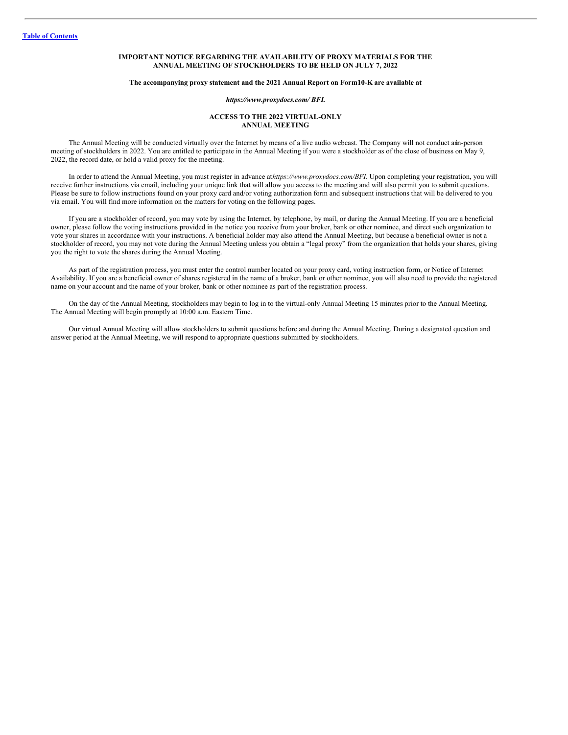[Table of Contents](#)

**IMPORTANT NOTICE REGARDING THE AVAILABILITY OF PROXY MATERIALS FOR THE ANNUAL MEETING OF STOCKHOLDERS TO BE HELD ON JULY 7, 2022**

**The accompanying proxy statement and the 2021 Annual Report on Form10-K are available at**

***https://www.proxydocs.com/ BFI.***

**ACCESS TO THE 2022 VIRTUAL-ONLY ANNUAL MEETING**

The Annual Meeting will be conducted virtually over the Internet by means of a live audio webcast. The Company will not conduct an in-person meeting of stockholders in 2022. You are entitled to participate in the Annual Meeting if you were a stockholder as of the close of business on May 9, 2022, the record date, or hold a valid proxy for the meeting.

In order to attend the Annual Meeting, you must register in advance at *https://www.proxydocs.com/BFI.* Upon completing your registration, you will receive further instructions via email, including your unique link that will allow you access to the meeting and will also permit you to submit questions. Please be sure to follow instructions found on your proxy card and/or voting authorization form and subsequent instructions that will be delivered to you via email. You will find more information on the matters for voting on the following pages.

If you are a stockholder of record, you may vote by using the Internet, by telephone, by mail, or during the Annual Meeting. If you are a beneficial owner, please follow the voting instructions provided in the notice you receive from your broker, bank or other nominee, and direct such organization to vote your shares in accordance with your instructions. A beneficial holder may also attend the Annual Meeting, but because a beneficial owner is not a stockholder of record, you may not vote during the Annual Meeting unless you obtain a "legal proxy" from the organization that holds your shares, giving you the right to vote the shares during the Annual Meeting.

As part of the registration process, you must enter the control number located on your proxy card, voting instruction form, or Notice of Internet Availability. If you are a beneficial owner of shares registered in the name of a broker, bank or other nominee, you will also need to provide the registered name on your account and the name of your broker, bank or other nominee as part of the registration process.

On the day of the Annual Meeting, stockholders may begin to log in to the virtual-only Annual Meeting 15 minutes prior to the Annual Meeting. The Annual Meeting will begin promptly at 10:00 a.m. Eastern Time.

Our virtual Annual Meeting will allow stockholders to submit questions before and during the Annual Meeting. During a designated question and answer period at the Annual Meeting, we will respond to appropriate questions submitted by stockholders.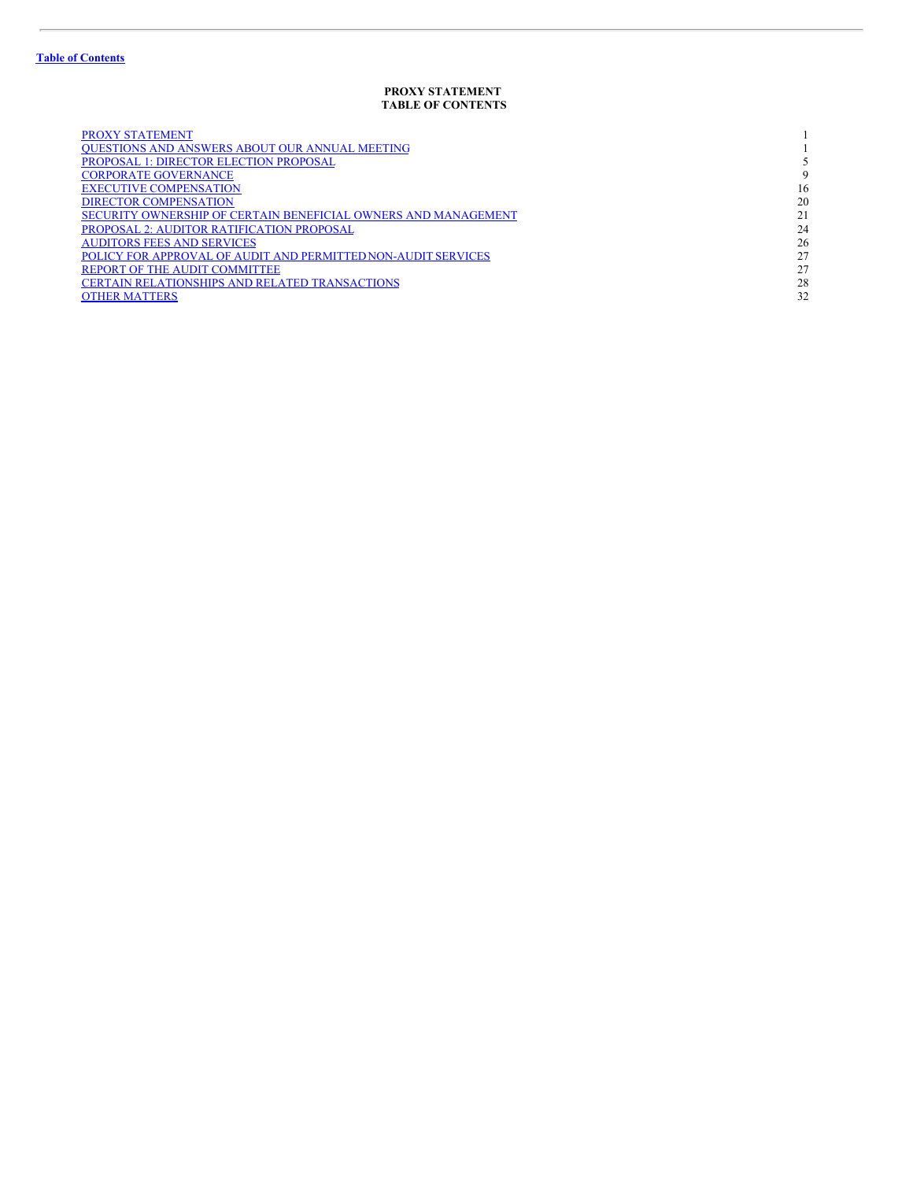Table of Contents

**PROXY STATEMENT**
**TABLE OF CONTENTS**

| | |
|---|---|
| PROXY STATEMENT | 1 |
| QUESTIONS AND ANSWERS ABOUT OUR ANNUAL MEETING | 1 |
| PROPOSAL 1: DIRECTOR ELECTION PROPOSAL | 5 |
| CORPORATE GOVERNANCE | 9 |
| EXECUTIVE COMPENSATION | 16 |
| DIRECTOR COMPENSATION | 20 |
| SECURITY OWNERSHIP OF CERTAIN BENEFICIAL OWNERS AND MANAGEMENT | 21 |
| PROPOSAL 2: AUDITOR RATIFICATION PROPOSAL | 24 |
| AUDITORS FEES AND SERVICES | 26 |
| POLICY FOR APPROVAL OF AUDIT AND PERMITTED NON-AUDIT SERVICES | 27 |
| REPORT OF THE AUDIT COMMITTEE | 27 |
| CERTAIN RELATIONSHIPS AND RELATED TRANSACTIONS | 28 |
| OTHER MATTERS | 32 |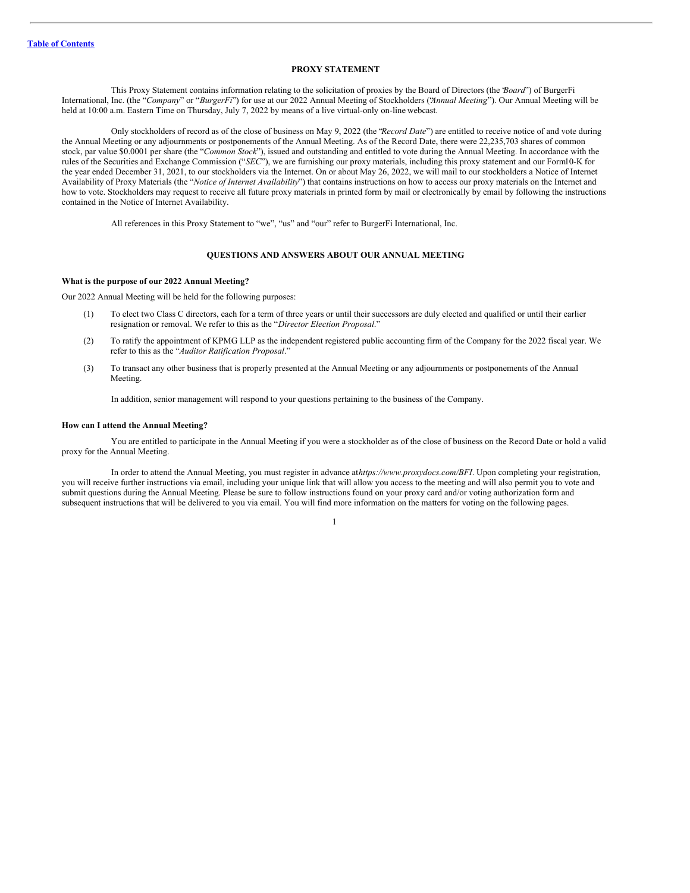[Table of Contents](#)

# PROXY STATEMENT

This Proxy Statement contains information relating to the solicitation of proxies by the Board of Directors (the "*Board*") of BurgerFi International, Inc. (the "*Company*" or "*BurgerFi*") for use at our 2022 Annual Meeting of Stockholders ("*Annual Meeting*"). Our Annual Meeting will be held at 10:00 a.m. Eastern Time on Thursday, July 7, 2022 by means of a live virtual-only on-line webcast.

Only stockholders of record as of the close of business on May 9, 2022 (the "*Record Date*") are entitled to receive notice of and vote during the Annual Meeting or any adjournments or postponements of the Annual Meeting. As of the Record Date, there were 22,235,703 shares of common stock, par value $0.0001 per share (the "*Common Stock*"), issued and outstanding and entitled to vote during the Annual Meeting. In accordance with the rules of the Securities and Exchange Commission ("*SEC*"), we are furnishing our proxy materials, including this proxy statement and our Form 10-K for the year ended December 31, 2021, to our stockholders via the Internet. On or about May 26, 2022, we will mail to our stockholders a Notice of Internet Availability of Proxy Materials (the "*Notice of Internet Availability*") that contains instructions on how to access our proxy materials on the Internet and how to vote. Stockholders may request to receive all future proxy materials in printed form by mail or electronically by email by following the instructions contained in the Notice of Internet Availability.

All references in this Proxy Statement to "we", "us" and "our" refer to BurgerFi International, Inc.

## QUESTIONS AND ANSWERS ABOUT OUR ANNUAL MEETING

### What is the purpose of our 2022 Annual Meeting?

Our 2022 Annual Meeting will be held for the following purposes:

(1) To elect two Class C directors, each for a term of three years or until their successors are duly elected and qualified or until their earlier resignation or removal. We refer to this as the "*Director Election Proposal*."

(2) To ratify the appointment of KPMG LLP as the independent registered public accounting firm of the Company for the 2022 fiscal year. We refer to this as the "*Auditor Ratification Proposal*."

(3) To transact any other business that is properly presented at the Annual Meeting or any adjournments or postponements of the Annual Meeting.

In addition, senior management will respond to your questions pertaining to the business of the Company.

### How can I attend the Annual Meeting?

You are entitled to participate in the Annual Meeting if you were a stockholder as of the close of business on the Record Date or hold a valid proxy for the Annual Meeting.

In order to attend the Annual Meeting, you must register in advance at *https://www.proxydocs.com/BFI*. Upon completing your registration, you will receive further instructions via email, including your unique link that will allow you access to the meeting and will also permit you to vote and submit questions during the Annual Meeting. Please be sure to follow instructions found on your proxy card and/or voting authorization form and subsequent instructions that will be delivered to you via email. You will find more information on the matters for voting on the following pages.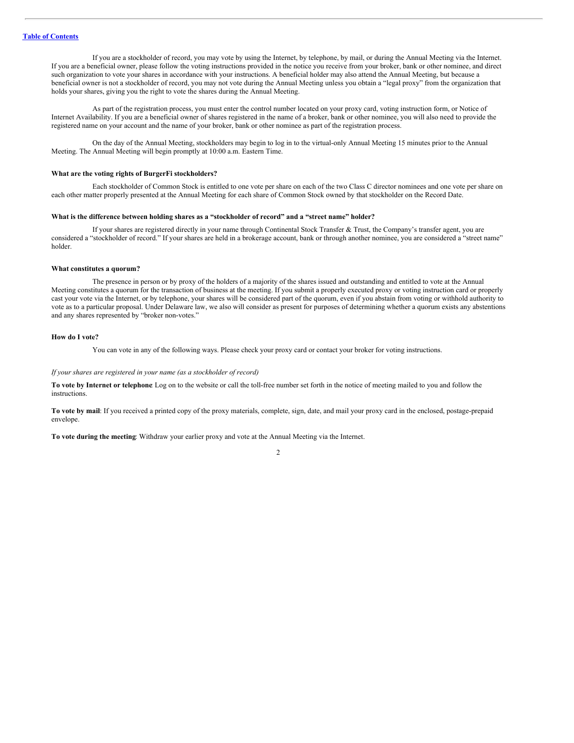If you are a stockholder of record, you may vote by using the Internet, by telephone, by mail, or during the Annual Meeting via the Internet. If you are a beneficial owner, please follow the voting instructions provided in the notice you receive from your broker, bank or other nominee, and direct such organization to vote your shares in accordance with your instructions. A beneficial holder may also attend the Annual Meeting, but because a beneficial owner is not a stockholder of record, you may not vote during the Annual Meeting unless you obtain a "legal proxy" from the organization that holds your shares, giving you the right to vote the shares during the Annual Meeting.

As part of the registration process, you must enter the control number located on your proxy card, voting instruction form, or Notice of Internet Availability. If you are a beneficial owner of shares registered in the name of a broker, bank or other nominee, you will also need to provide the registered name on your account and the name of your broker, bank or other nominee as part of the registration process.

On the day of the Annual Meeting, stockholders may begin to log in to the virtual-only Annual Meeting 15 minutes prior to the Annual Meeting. The Annual Meeting will begin promptly at 10:00 a.m. Eastern Time.

**What are the voting rights of BurgerFi stockholders?**

Each stockholder of Common Stock is entitled to one vote per share on each of the two Class C director nominees and one vote per share on each other matter properly presented at the Annual Meeting for each share of Common Stock owned by that stockholder on the Record Date.

**What is the difference between holding shares as a "stockholder of record" and a "street name" holder?**

If your shares are registered directly in your name through Continental Stock Transfer & Trust, the Company's transfer agent, you are considered a "stockholder of record." If your shares are held in a brokerage account, bank or through another nominee, you are considered a "street name" holder.

**What constitutes a quorum?**

The presence in person or by proxy of the holders of a majority of the shares issued and outstanding and entitled to vote at the Annual Meeting constitutes a quorum for the transaction of business at the meeting. If you submit a properly executed proxy or voting instruction card or properly cast your vote via the Internet, or by telephone, your shares will be considered part of the quorum, even if you abstain from voting or withhold authority to vote as to a particular proposal. Under Delaware law, we also will consider as present for purposes of determining whether a quorum exists any abstentions and any shares represented by "broker non-votes."

**How do I vote?**

You can vote in any of the following ways. Please check your proxy card or contact your broker for voting instructions.

*If your shares are registered in your name (as a stockholder of record)*

**To vote by Internet or telephone**: Log on to the website or call the toll-free number set forth in the notice of meeting mailed to you and follow the instructions.

**To vote by mail**: If you received a printed copy of the proxy materials, complete, sign, date, and mail your proxy card in the enclosed, postage-prepaid envelope.

**To vote during the meeting**: Withdraw your earlier proxy and vote at the Annual Meeting via the Internet.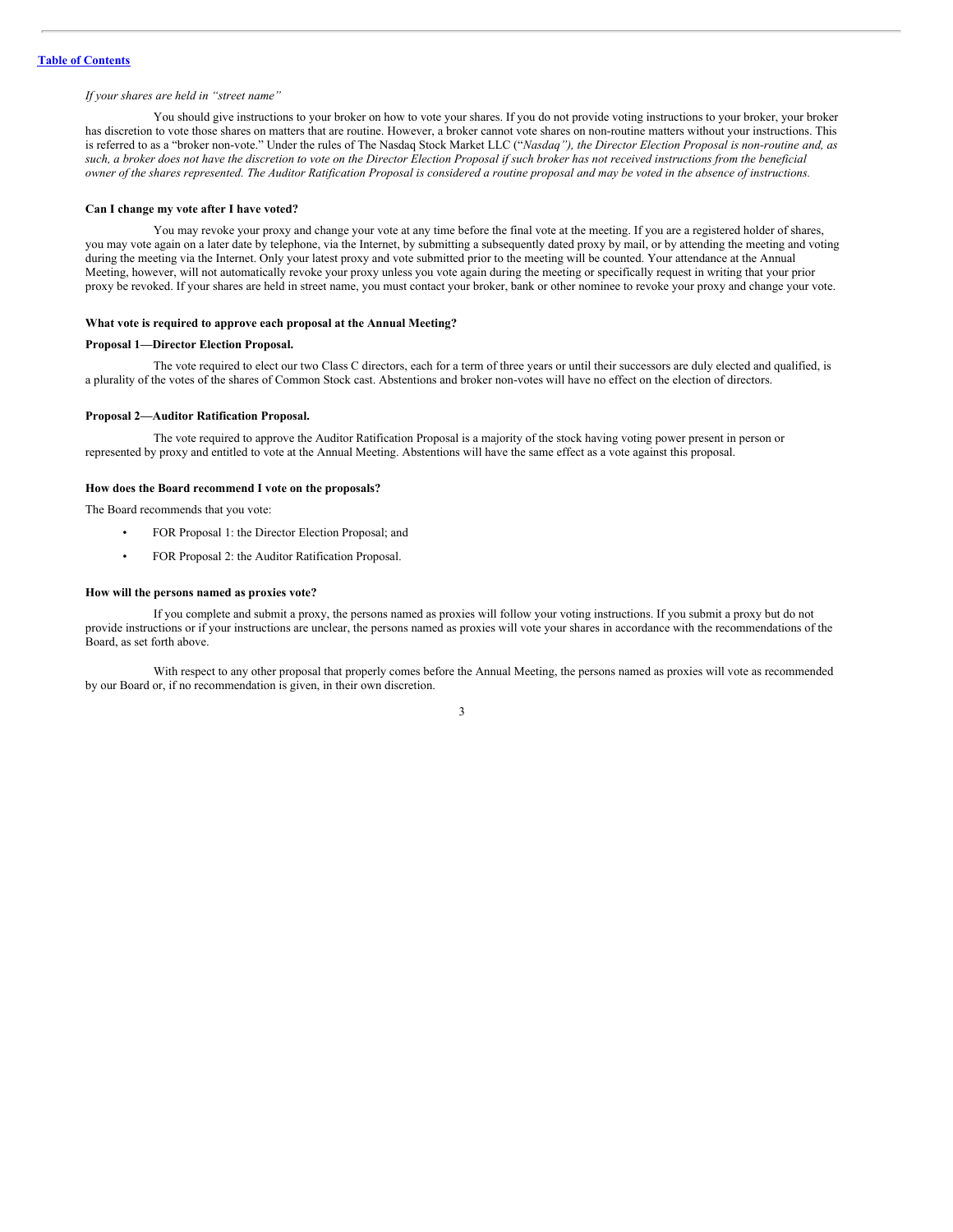[Table of Contents](#)

*If your shares are held in "street name"*

You should give instructions to your broker on how to vote your shares. If you do not provide voting instructions to your broker, your broker has discretion to vote those shares on matters that are routine. However, a broker cannot vote shares on non-routine matters without your instructions. This is referred to as a "broker non-vote." Under the rules of The Nasdaq Stock Market LLC ("*Nasdaq"), the Director Election Proposal is non-routine and, as such, a broker does not have the discretion to vote on the Director Election Proposal if such broker has not received instructions from the beneficial owner of the shares represented. The Auditor Ratification Proposal is considered a routine proposal and may be voted in the absence of instructions.*

**Can I change my vote after I have voted?**

You may revoke your proxy and change your vote at any time before the final vote at the meeting. If you are a registered holder of shares, you may vote again on a later date by telephone, via the Internet, by submitting a subsequently dated proxy by mail, or by attending the meeting and voting during the meeting via the Internet. Only your latest proxy and vote submitted prior to the meeting will be counted. Your attendance at the Annual Meeting, however, will not automatically revoke your proxy unless you vote again during the meeting or specifically request in writing that your prior proxy be revoked. If your shares are held in street name, you must contact your broker, bank or other nominee to revoke your proxy and change your vote.

**What vote is required to approve each proposal at the Annual Meeting?**

**Proposal 1—Director Election Proposal.**

The vote required to elect our two Class C directors, each for a term of three years or until their successors are duly elected and qualified, is a plurality of the votes of the shares of Common Stock cast. Abstentions and broker non-votes will have no effect on the election of directors.

**Proposal 2—Auditor Ratification Proposal.**

The vote required to approve the Auditor Ratification Proposal is a majority of the stock having voting power present in person or represented by proxy and entitled to vote at the Annual Meeting. Abstentions will have the same effect as a vote against this proposal.

**How does the Board recommend I vote on the proposals?**

The Board recommends that you vote:

- FOR Proposal 1: the Director Election Proposal; and
- FOR Proposal 2: the Auditor Ratification Proposal.

**How will the persons named as proxies vote?**

If you complete and submit a proxy, the persons named as proxies will follow your voting instructions. If you submit a proxy but do not provide instructions or if your instructions are unclear, the persons named as proxies will vote your shares in accordance with the recommendations of the Board, as set forth above.

With respect to any other proposal that properly comes before the Annual Meeting, the persons named as proxies will vote as recommended by our Board or, if no recommendation is given, in their own discretion.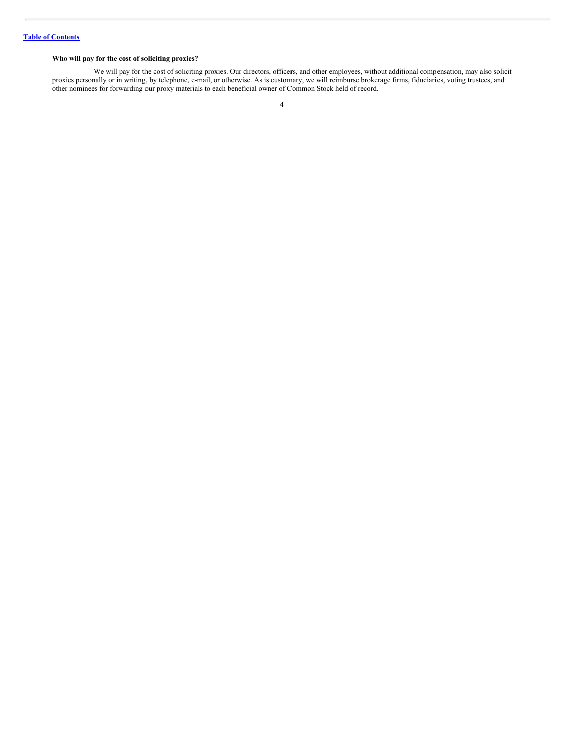**Who will pay for the cost of soliciting proxies?**

We will pay for the cost of soliciting proxies. Our directors, officers, and other employees, without additional compensation, may also solicit proxies personally or in writing, by telephone, e-mail, or otherwise. As is customary, we will reimburse brokerage firms, fiduciaries, voting trustees, and other nominees for forwarding our proxy materials to each beneficial owner of Common Stock held of record.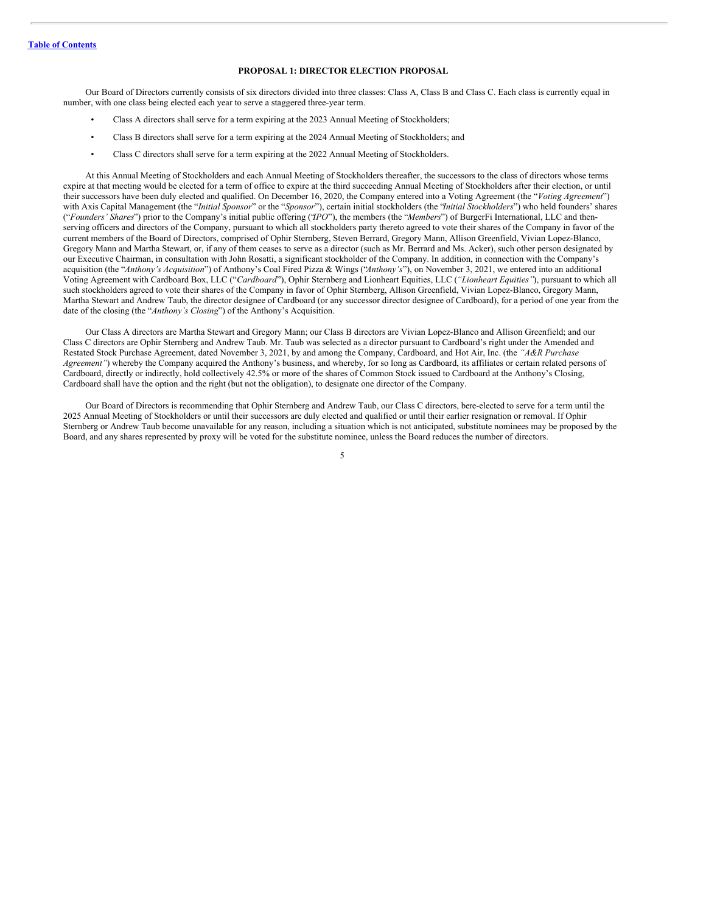## PROPOSAL 1: DIRECTOR ELECTION PROPOSAL

Our Board of Directors currently consists of six directors divided into three classes: Class A, Class B and Class C. Each class is currently equal in number, with one class being elected each year to serve a staggered three-year term.

- Class A directors shall serve for a term expiring at the 2023 Annual Meeting of Stockholders;
- Class B directors shall serve for a term expiring at the 2024 Annual Meeting of Stockholders; and
- Class C directors shall serve for a term expiring at the 2022 Annual Meeting of Stockholders.

At this Annual Meeting of Stockholders and each Annual Meeting of Stockholders thereafter, the successors to the class of directors whose terms expire at that meeting would be elected for a term of office to expire at the third succeeding Annual Meeting of Stockholders after their election, or until their successors have been duly elected and qualified. On December 16, 2020, the Company entered into a Voting Agreement (the "*Voting Agreement*") with Axis Capital Management (the "*Initial Sponsor*" or the "*Sponsor*"), certain initial stockholders (the "*Initial Stockholders*") who held founders' shares ("*Founders' Shares*") prior to the Company's initial public offering ("*IPO*"), the members (the "*Members*") of BurgerFi International, LLC and then-serving officers and directors of the Company, pursuant to which all stockholders party thereto agreed to vote their shares of the Company in favor of the current members of the Board of Directors, comprised of Ophir Sternberg, Steven Berrard, Gregory Mann, Allison Greenfield, Vivian Lopez-Blanco, Gregory Mann and Martha Stewart, or, if any of them ceases to serve as a director (such as Mr. Berrard and Ms. Acker), such other person designated by our Executive Chairman, in consultation with John Rosatti, a significant stockholder of the Company. In addition, in connection with the Company's acquisition (the "*Anthony's Acquisition*") of Anthony's Coal Fired Pizza & Wings ("*Anthony's*"), on November 3, 2021, we entered into an additional Voting Agreement with Cardboard Box, LLC ("*Cardboard*"), Ophir Sternberg and Lionheart Equities, LLC (*"Lionheart Equities"*), pursuant to which all such stockholders agreed to vote their shares of the Company in favor of Ophir Sternberg, Allison Greenfield, Vivian Lopez-Blanco, Gregory Mann, Martha Stewart and Andrew Taub, the director designee of Cardboard (or any successor director designee of Cardboard), for a period of one year from the date of the closing (the "*Anthony's Closing*") of the Anthony's Acquisition.

Our Class A directors are Martha Stewart and Gregory Mann; our Class B directors are Vivian Lopez-Blanco and Allison Greenfield; and our Class C directors are Ophir Sternberg and Andrew Taub. Mr. Taub was selected as a director pursuant to Cardboard's right under the Amended and Restated Stock Purchase Agreement, dated November 3, 2021, by and among the Company, Cardboard, and Hot Air, Inc. (the *"A&R Purchase Agreement"*) whereby the Company acquired the Anthony's business, and whereby, for so long as Cardboard, its affiliates or certain related persons of Cardboard, directly or indirectly, hold collectively 42.5% or more of the shares of Common Stock issued to Cardboard at the Anthony's Closing, Cardboard shall have the option and the right (but not the obligation), to designate one director of the Company.

Our Board of Directors is recommending that Ophir Sternberg and Andrew Taub, our Class C directors, bere-elected to serve for a term until the 2025 Annual Meeting of Stockholders or until their successors are duly elected and qualified or until their earlier resignation or removal. If Ophir Sternberg or Andrew Taub become unavailable for any reason, including a situation which is not anticipated, substitute nominees may be proposed by the Board, and any shares represented by proxy will be voted for the substitute nominee, unless the Board reduces the number of directors.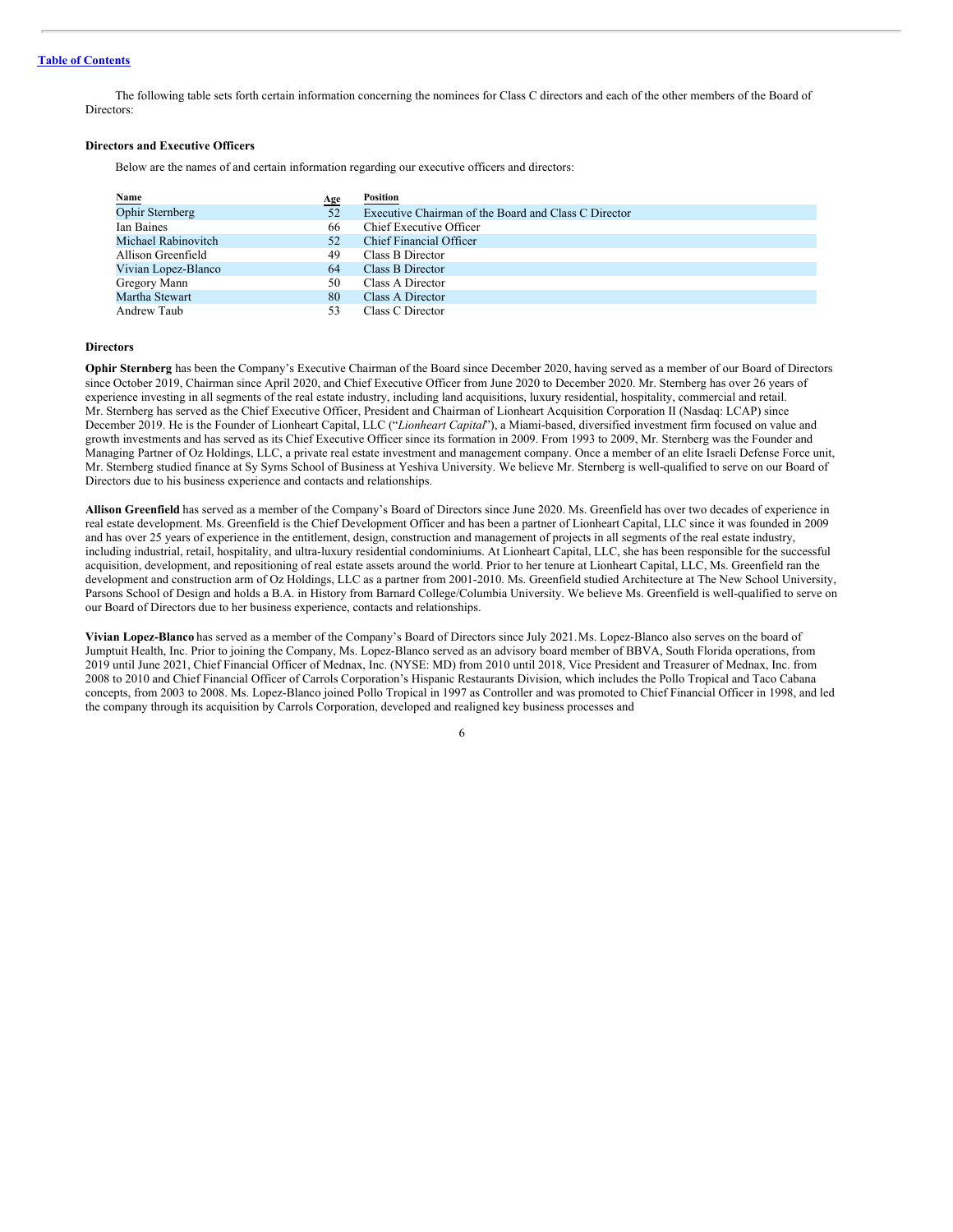The following table sets forth certain information concerning the nominees for Class C directors and each of the other members of the Board of Directors:

### Directors and Executive Officers

Below are the names of and certain information regarding our executive officers and directors:

| Name | Age | Position |
|---|---|---|
| Ophir Sternberg | 52 | Executive Chairman of the Board and Class C Director |
| Ian Baines | 66 | Chief Executive Officer |
| Michael Rabinovitch | 52 | Chief Financial Officer |
| Allison Greenfield | 49 | Class B Director |
| Vivian Lopez-Blanco | 64 | Class B Director |
| Gregory Mann | 50 | Class A Director |
| Martha Stewart | 80 | Class A Director |
| Andrew Taub | 53 | Class C Director |

### Directors

**Ophir Sternberg** has been the Company's Executive Chairman of the Board since December 2020, having served as a member of our Board of Directors since October 2019, Chairman since April 2020, and Chief Executive Officer from June 2020 to December 2020. Mr. Sternberg has over 26 years of experience investing in all segments of the real estate industry, including land acquisitions, luxury residential, hospitality, commercial and retail. Mr. Sternberg has served as the Chief Executive Officer, President and Chairman of Lionheart Acquisition Corporation II (Nasdaq: LCAP) since December 2019. He is the Founder of Lionheart Capital, LLC ("*Lionheart Capital*"), a Miami-based, diversified investment firm focused on value and growth investments and has served as its Chief Executive Officer since its formation in 2009. From 1993 to 2009, Mr. Sternberg was the Founder and Managing Partner of Oz Holdings, LLC, a private real estate investment and management company. Once a member of an elite Israeli Defense Force unit, Mr. Sternberg studied finance at Sy Syms School of Business at Yeshiva University. We believe Mr. Sternberg is well-qualified to serve on our Board of Directors due to his business experience and contacts and relationships.

**Allison Greenfield** has served as a member of the Company's Board of Directors since June 2020. Ms. Greenfield has over two decades of experience in real estate development. Ms. Greenfield is the Chief Development Officer and has been a partner of Lionheart Capital, LLC since it was founded in 2009 and has over 25 years of experience in the entitlement, design, construction and management of projects in all segments of the real estate industry, including industrial, retail, hospitality, and ultra-luxury residential condominiums. At Lionheart Capital, LLC, she has been responsible for the successful acquisition, development, and repositioning of real estate assets around the world. Prior to her tenure at Lionheart Capital, LLC, Ms. Greenfield ran the development and construction arm of Oz Holdings, LLC as a partner from 2001-2010. Ms. Greenfield studied Architecture at The New School University, Parsons School of Design and holds a B.A. in History from Barnard College/Columbia University. We believe Ms. Greenfield is well-qualified to serve on our Board of Directors due to her business experience, contacts and relationships.

**Vivian Lopez-Blanco** has served as a member of the Company's Board of Directors since July 2021. Ms. Lopez-Blanco also serves on the board of Jumptuit Health, Inc. Prior to joining the Company, Ms. Lopez-Blanco served as an advisory board member of BBVA, South Florida operations, from 2019 until June 2021, Chief Financial Officer of Mednax, Inc. (NYSE: MD) from 2010 until 2018, Vice President and Treasurer of Mednax, Inc. from 2008 to 2010 and Chief Financial Officer of Carrols Corporation's Hispanic Restaurants Division, which includes the Pollo Tropical and Taco Cabana concepts, from 2003 to 2008. Ms. Lopez-Blanco joined Pollo Tropical in 1997 as Controller and was promoted to Chief Financial Officer in 1998, and led the company through its acquisition by Carrols Corporation, developed and realigned key business processes and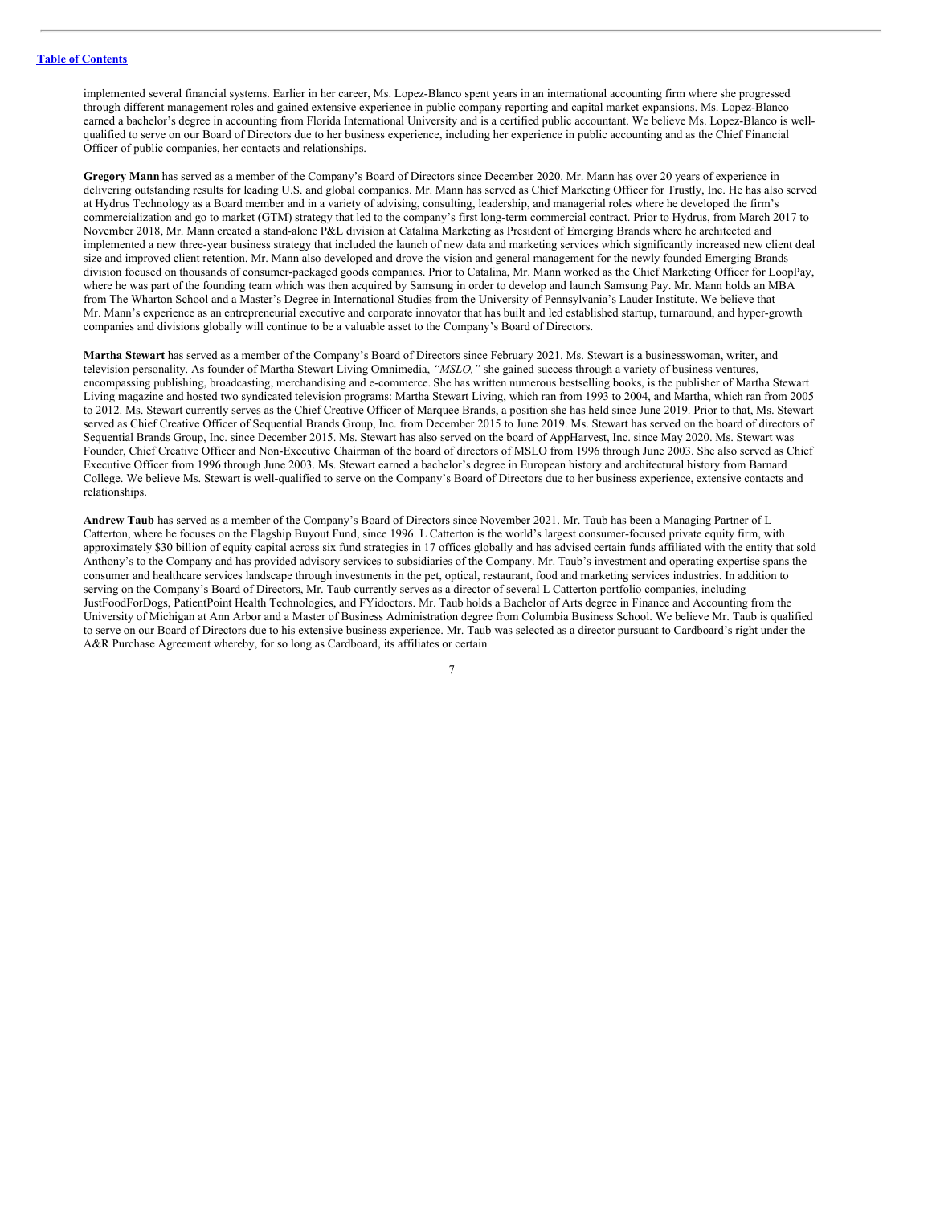implemented several financial systems. Earlier in her career, Ms. Lopez-Blanco spent years in an international accounting firm where she progressed through different management roles and gained extensive experience in public company reporting and capital market expansions. Ms. Lopez-Blanco earned a bachelor's degree in accounting from Florida International University and is a certified public accountant. We believe Ms. Lopez-Blanco is well-qualified to serve on our Board of Directors due to her business experience, including her experience in public accounting and as the Chief Financial Officer of public companies, her contacts and relationships.

**Gregory Mann** has served as a member of the Company's Board of Directors since December 2020. Mr. Mann has over 20 years of experience in delivering outstanding results for leading U.S. and global companies. Mr. Mann has served as Chief Marketing Officer for Trustly, Inc. He has also served at Hydrus Technology as a Board member and in a variety of advising, consulting, leadership, and managerial roles where he developed the firm's commercialization and go to market (GTM) strategy that led to the company's first long-term commercial contract. Prior to Hydrus, from March 2017 to November 2018, Mr. Mann created a stand-alone P&L division at Catalina Marketing as President of Emerging Brands where he architected and implemented a new three-year business strategy that included the launch of new data and marketing services which significantly increased new client deal size and improved client retention. Mr. Mann also developed and drove the vision and general management for the newly founded Emerging Brands division focused on thousands of consumer-packaged goods companies. Prior to Catalina, Mr. Mann worked as the Chief Marketing Officer for LoopPay, where he was part of the founding team which was then acquired by Samsung in order to develop and launch Samsung Pay. Mr. Mann holds an MBA from The Wharton School and a Master's Degree in International Studies from the University of Pennsylvania's Lauder Institute. We believe that Mr. Mann's experience as an entrepreneurial executive and corporate innovator that has built and led established startup, turnaround, and hyper-growth companies and divisions globally will continue to be a valuable asset to the Company's Board of Directors.

**Martha Stewart** has served as a member of the Company's Board of Directors since February 2021. Ms. Stewart is a businesswoman, writer, and television personality. As founder of Martha Stewart Living Omnimedia, *"MSLO,"* she gained success through a variety of business ventures, encompassing publishing, broadcasting, merchandising and e-commerce. She has written numerous bestselling books, is the publisher of Martha Stewart Living magazine and hosted two syndicated television programs: Martha Stewart Living, which ran from 1993 to 2004, and Martha, which ran from 2005 to 2012. Ms. Stewart currently serves as the Chief Creative Officer of Marquee Brands, a position she has held since June 2019. Prior to that, Ms. Stewart served as Chief Creative Officer of Sequential Brands Group, Inc. from December 2015 to June 2019. Ms. Stewart has served on the board of directors of Sequential Brands Group, Inc. since December 2015. Ms. Stewart has also served on the board of AppHarvest, Inc. since May 2020. Ms. Stewart was Founder, Chief Creative Officer and Non-Executive Chairman of the board of directors of MSLO from 1996 through June 2003. She also served as Chief Executive Officer from 1996 through June 2003. Ms. Stewart earned a bachelor's degree in European history and architectural history from Barnard College. We believe Ms. Stewart is well-qualified to serve on the Company's Board of Directors due to her business experience, extensive contacts and relationships.

**Andrew Taub** has served as a member of the Company's Board of Directors since November 2021. Mr. Taub has been a Managing Partner of L Catterton, where he focuses on the Flagship Buyout Fund, since 1996. L Catterton is the world's largest consumer-focused private equity firm, with approximately $30 billion of equity capital across six fund strategies in 17 offices globally and has advised certain funds affiliated with the entity that sold Anthony's to the Company and has provided advisory services to subsidiaries of the Company. Mr. Taub's investment and operating expertise spans the consumer and healthcare services landscape through investments in the pet, optical, restaurant, food and marketing services industries. In addition to serving on the Company's Board of Directors, Mr. Taub currently serves as a director of several L Catterton portfolio companies, including JustFoodForDogs, PatientPoint Health Technologies, and FYidoctors. Mr. Taub holds a Bachelor of Arts degree in Finance and Accounting from the University of Michigan at Ann Arbor and a Master of Business Administration degree from Columbia Business School. We believe Mr. Taub is qualified to serve on our Board of Directors due to his extensive business experience. Mr. Taub was selected as a director pursuant to Cardboard's right under the A&R Purchase Agreement whereby, for so long as Cardboard, its affiliates or certain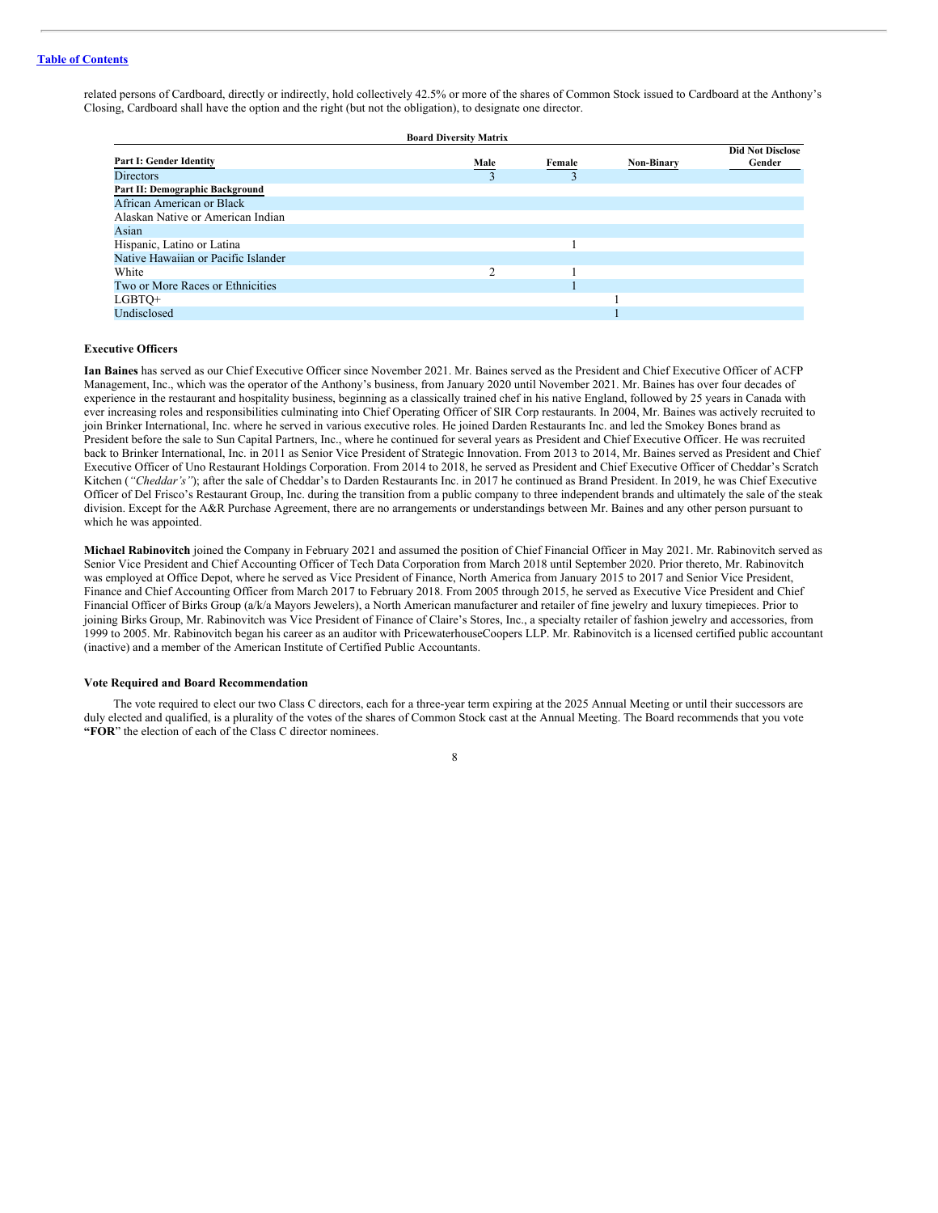related persons of Cardboard, directly or indirectly, hold collectively 42.5% or more of the shares of Common Stock issued to Cardboard at the Anthony's Closing, Cardboard shall have the option and the right (but not the obligation), to designate one director.

**Board Diversity Matrix**

| Part I: Gender Identity | Male | Female | Non-Binary | Did Not Disclose Gender |
|---|---|---|---|---|
| Directors | 3 | 3 | | |
| **Part II: Demographic Background** | | | | |
| African American or Black | | | | |
| Alaskan Native or American Indian | | | | |
| Asian | | | | |
| Hispanic, Latino or Latina | | 1 | | |
| Native Hawaiian or Pacific Islander | | | | |
| White | 2 | 1 | | |
| Two or More Races or Ethnicities | | 1 | | |
| LGBTQ+ | | | 1 | |
| Undisclosed | | | 1 | |

**Executive Officers**

**Ian Baines** has served as our Chief Executive Officer since November 2021. Mr. Baines served as the President and Chief Executive Officer of ACFP Management, Inc., which was the operator of the Anthony's business, from January 2020 until November 2021. Mr. Baines has over four decades of experience in the restaurant and hospitality business, beginning as a classically trained chef in his native England, followed by 25 years in Canada with ever increasing roles and responsibilities culminating into Chief Operating Officer of SIR Corp restaurants. In 2004, Mr. Baines was actively recruited to join Brinker International, Inc. where he served in various executive roles. He joined Darden Restaurants Inc. and led the Smokey Bones brand as President before the sale to Sun Capital Partners, Inc., where he continued for several years as President and Chief Executive Officer. He was recruited back to Brinker International, Inc. in 2011 as Senior Vice President of Strategic Innovation. From 2013 to 2014, Mr. Baines served as President and Chief Executive Officer of Uno Restaurant Holdings Corporation. From 2014 to 2018, he served as President and Chief Executive Officer of Cheddar's Scratch Kitchen (*"Cheddar's"*); after the sale of Cheddar's to Darden Restaurants Inc. in 2017 he continued as Brand President. In 2019, he was Chief Executive Officer of Del Frisco's Restaurant Group, Inc. during the transition from a public company to three independent brands and ultimately the sale of the steak division. Except for the A&R Purchase Agreement, there are no arrangements or understandings between Mr. Baines and any other person pursuant to which he was appointed.

**Michael Rabinovitch** joined the Company in February 2021 and assumed the position of Chief Financial Officer in May 2021. Mr. Rabinovitch served as Senior Vice President and Chief Accounting Officer of Tech Data Corporation from March 2018 until September 2020. Prior thereto, Mr. Rabinovitch was employed at Office Depot, where he served as Vice President of Finance, North America from January 2015 to 2017 and Senior Vice President, Finance and Chief Accounting Officer from March 2017 to February 2018. From 2005 through 2015, he served as Executive Vice President and Chief Financial Officer of Birks Group (a/k/a Mayors Jewelers), a North American manufacturer and retailer of fine jewelry and luxury timepieces. Prior to joining Birks Group, Mr. Rabinovitch was Vice President of Finance of Claire's Stores, Inc., a specialty retailer of fashion jewelry and accessories, from 1999 to 2005. Mr. Rabinovitch began his career as an auditor with PricewaterhouseCoopers LLP. Mr. Rabinovitch is a licensed certified public accountant (inactive) and a member of the American Institute of Certified Public Accountants.

**Vote Required and Board Recommendation**

The vote required to elect our two Class C directors, each for a three-year term expiring at the 2025 Annual Meeting or until their successors are duly elected and qualified, is a plurality of the votes of the shares of Common Stock cast at the Annual Meeting. The Board recommends that you vote **"FOR"** the election of each of the Class C director nominees.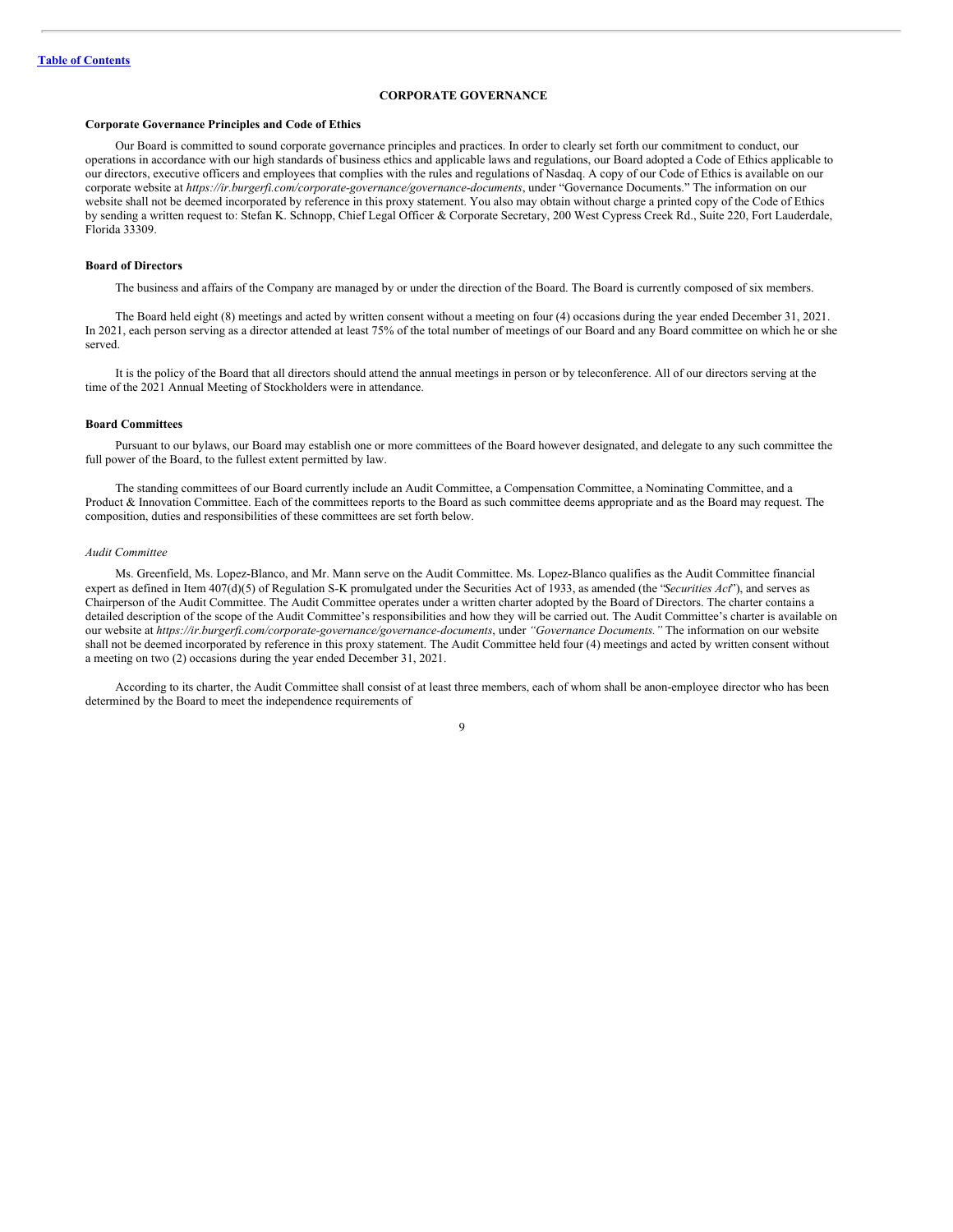## CORPORATE GOVERNANCE

### Corporate Governance Principles and Code of Ethics

Our Board is committed to sound corporate governance principles and practices. In order to clearly set forth our commitment to conduct, our operations in accordance with our high standards of business ethics and applicable laws and regulations, our Board adopted a Code of Ethics applicable to our directors, executive officers and employees that complies with the rules and regulations of Nasdaq. A copy of our Code of Ethics is available on our corporate website at *https://ir.burgerfi.com/corporate-governance/governance-documents*, under "Governance Documents." The information on our website shall not be deemed incorporated by reference in this proxy statement. You also may obtain without charge a printed copy of the Code of Ethics by sending a written request to: Stefan K. Schnopp, Chief Legal Officer & Corporate Secretary, 200 West Cypress Creek Rd., Suite 220, Fort Lauderdale, Florida 33309.

### Board of Directors

The business and affairs of the Company are managed by or under the direction of the Board. The Board is currently composed of six members.

The Board held eight (8) meetings and acted by written consent without a meeting on four (4) occasions during the year ended December 31, 2021. In 2021, each person serving as a director attended at least 75% of the total number of meetings of our Board and any Board committee on which he or she served.

It is the policy of the Board that all directors should attend the annual meetings in person or by teleconference. All of our directors serving at the time of the 2021 Annual Meeting of Stockholders were in attendance.

### Board Committees

Pursuant to our bylaws, our Board may establish one or more committees of the Board however designated, and delegate to any such committee the full power of the Board, to the fullest extent permitted by law.

The standing committees of our Board currently include an Audit Committee, a Compensation Committee, a Nominating Committee, and a Product & Innovation Committee. Each of the committees reports to the Board as such committee deems appropriate and as the Board may request. The composition, duties and responsibilities of these committees are set forth below.

*Audit Committee*

Ms. Greenfield, Ms. Lopez-Blanco, and Mr. Mann serve on the Audit Committee. Ms. Lopez-Blanco qualifies as the Audit Committee financial expert as defined in Item 407(d)(5) of Regulation S-K promulgated under the Securities Act of 1933, as amended (the "*Securities Act*"), and serves as Chairperson of the Audit Committee. The Audit Committee operates under a written charter adopted by the Board of Directors. The charter contains a detailed description of the scope of the Audit Committee's responsibilities and how they will be carried out. The Audit Committee's charter is available on our website at *https://ir.burgerfi.com/corporate-governance/governance-documents*, under *"Governance Documents."* The information on our website shall not be deemed incorporated by reference in this proxy statement. The Audit Committee held four (4) meetings and acted by written consent without a meeting on two (2) occasions during the year ended December 31, 2021.

According to its charter, the Audit Committee shall consist of at least three members, each of whom shall be anon-employee director who has been determined by the Board to meet the independence requirements of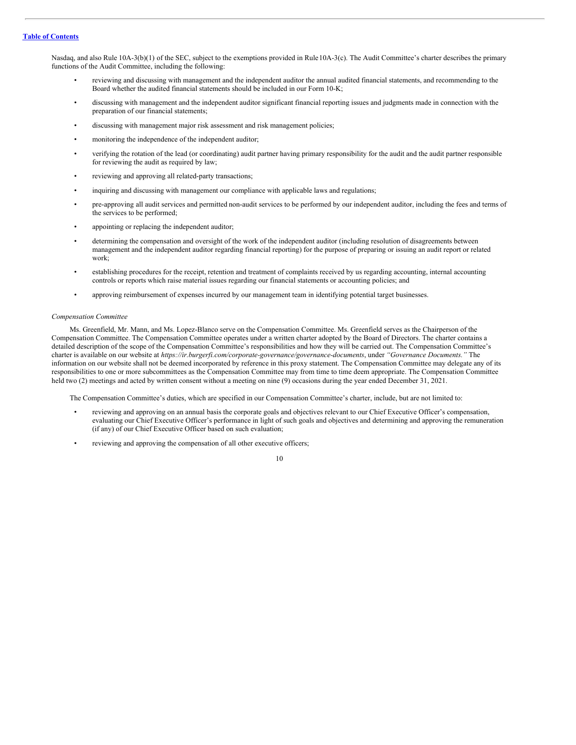Nasdaq, and also Rule 10A-3(b)(1) of the SEC, subject to the exemptions provided in Rule 10A-3(c). The Audit Committee's charter describes the primary functions of the Audit Committee, including the following:

- reviewing and discussing with management and the independent auditor the annual audited financial statements, and recommending to the Board whether the audited financial statements should be included in our Form 10-K;
- discussing with management and the independent auditor significant financial reporting issues and judgments made in connection with the preparation of our financial statements;
- discussing with management major risk assessment and risk management policies;
- monitoring the independence of the independent auditor;
- verifying the rotation of the lead (or coordinating) audit partner having primary responsibility for the audit and the audit partner responsible for reviewing the audit as required by law;
- reviewing and approving all related-party transactions;
- inquiring and discussing with management our compliance with applicable laws and regulations;
- pre-approving all audit services and permitted non-audit services to be performed by our independent auditor, including the fees and terms of the services to be performed;
- appointing or replacing the independent auditor;
- determining the compensation and oversight of the work of the independent auditor (including resolution of disagreements between management and the independent auditor regarding financial reporting) for the purpose of preparing or issuing an audit report or related work;
- establishing procedures for the receipt, retention and treatment of complaints received by us regarding accounting, internal accounting controls or reports which raise material issues regarding our financial statements or accounting policies; and
- approving reimbursement of expenses incurred by our management team in identifying potential target businesses.

*Compensation Committee*

Ms. Greenfield, Mr. Mann, and Ms. Lopez-Blanco serve on the Compensation Committee. Ms. Greenfield serves as the Chairperson of the Compensation Committee. The Compensation Committee operates under a written charter adopted by the Board of Directors. The charter contains a detailed description of the scope of the Compensation Committee's responsibilities and how they will be carried out. The Compensation Committee's charter is available on our website at *https://ir.burgerfi.com/corporate-governance/governance-documents*, under *"Governance Documents."* The information on our website shall not be deemed incorporated by reference in this proxy statement. The Compensation Committee may delegate any of its responsibilities to one or more subcommittees as the Compensation Committee may from time to time deem appropriate. The Compensation Committee held two (2) meetings and acted by written consent without a meeting on nine (9) occasions during the year ended December 31, 2021.

The Compensation Committee's duties, which are specified in our Compensation Committee's charter, include, but are not limited to:

- reviewing and approving on an annual basis the corporate goals and objectives relevant to our Chief Executive Officer's compensation, evaluating our Chief Executive Officer's performance in light of such goals and objectives and determining and approving the remuneration (if any) of our Chief Executive Officer based on such evaluation;
- reviewing and approving the compensation of all other executive officers;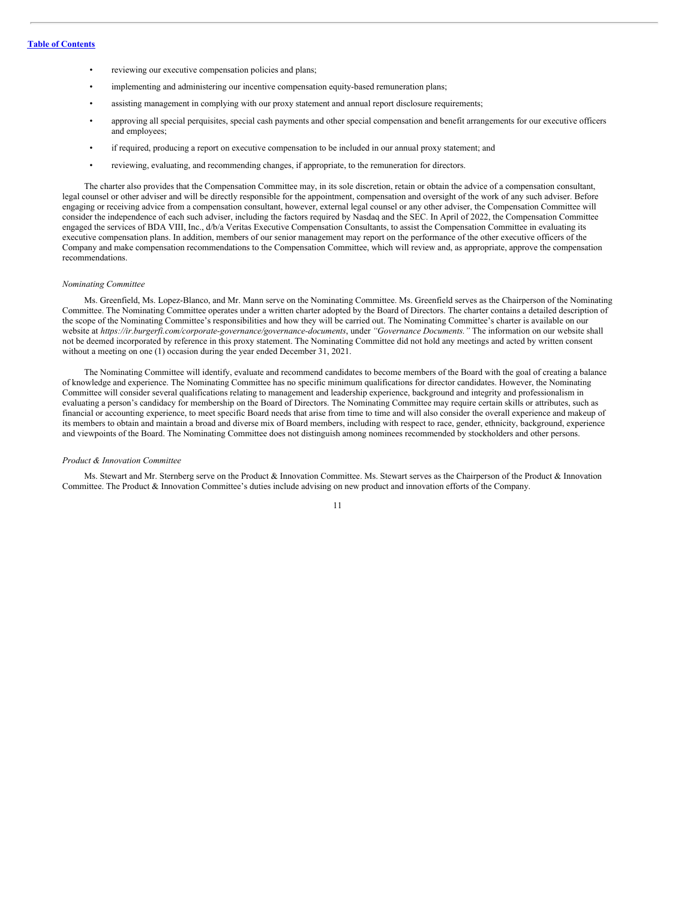- reviewing our executive compensation policies and plans;
- implementing and administering our incentive compensation equity-based remuneration plans;
- assisting management in complying with our proxy statement and annual report disclosure requirements;
- approving all special perquisites, special cash payments and other special compensation and benefit arrangements for our executive officers and employees;
- if required, producing a report on executive compensation to be included in our annual proxy statement; and
- reviewing, evaluating, and recommending changes, if appropriate, to the remuneration for directors.

The charter also provides that the Compensation Committee may, in its sole discretion, retain or obtain the advice of a compensation consultant, legal counsel or other adviser and will be directly responsible for the appointment, compensation and oversight of the work of any such adviser. Before engaging or receiving advice from a compensation consultant, however, external legal counsel or any other adviser, the Compensation Committee will consider the independence of each such adviser, including the factors required by Nasdaq and the SEC. In April of 2022, the Compensation Committee engaged the services of BDA VIII, Inc., d/b/a Veritas Executive Compensation Consultants, to assist the Compensation Committee in evaluating its executive compensation plans. In addition, members of our senior management may report on the performance of the other executive officers of the Company and make compensation recommendations to the Compensation Committee, which will review and, as appropriate, approve the compensation recommendations.

*Nominating Committee*

Ms. Greenfield, Ms. Lopez-Blanco, and Mr. Mann serve on the Nominating Committee. Ms. Greenfield serves as the Chairperson of the Nominating Committee. The Nominating Committee operates under a written charter adopted by the Board of Directors. The charter contains a detailed description of the scope of the Nominating Committee's responsibilities and how they will be carried out. The Nominating Committee's charter is available on our website at *https://ir.burgerfi.com/corporate-governance/governance-documents*, under *"Governance Documents."* The information on our website shall not be deemed incorporated by reference in this proxy statement. The Nominating Committee did not hold any meetings and acted by written consent without a meeting on one (1) occasion during the year ended December 31, 2021.

The Nominating Committee will identify, evaluate and recommend candidates to become members of the Board with the goal of creating a balance of knowledge and experience. The Nominating Committee has no specific minimum qualifications for director candidates. However, the Nominating Committee will consider several qualifications relating to management and leadership experience, background and integrity and professionalism in evaluating a person's candidacy for membership on the Board of Directors. The Nominating Committee may require certain skills or attributes, such as financial or accounting experience, to meet specific Board needs that arise from time to time and will also consider the overall experience and makeup of its members to obtain and maintain a broad and diverse mix of Board members, including with respect to race, gender, ethnicity, background, experience and viewpoints of the Board. The Nominating Committee does not distinguish among nominees recommended by stockholders and other persons.

*Product & Innovation Committee*

Ms. Stewart and Mr. Sternberg serve on the Product & Innovation Committee. Ms. Stewart serves as the Chairperson of the Product & Innovation Committee. The Product & Innovation Committee's duties include advising on new product and innovation efforts of the Company.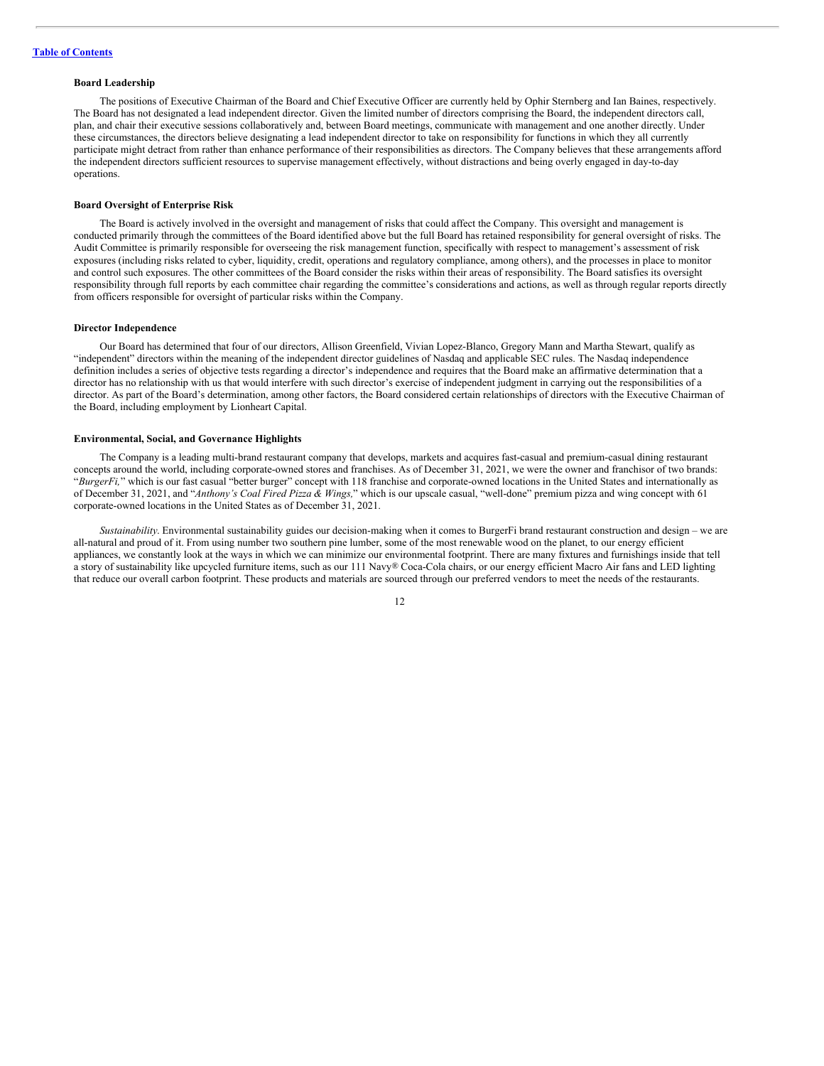**Board Leadership**

The positions of Executive Chairman of the Board and Chief Executive Officer are currently held by Ophir Sternberg and Ian Baines, respectively. The Board has not designated a lead independent director. Given the limited number of directors comprising the Board, the independent directors call, plan, and chair their executive sessions collaboratively and, between Board meetings, communicate with management and one another directly. Under these circumstances, the directors believe designating a lead independent director to take on responsibility for functions in which they all currently participate might detract from rather than enhance performance of their responsibilities as directors. The Company believes that these arrangements afford the independent directors sufficient resources to supervise management effectively, without distractions and being overly engaged in day-to-day operations.

**Board Oversight of Enterprise Risk**

The Board is actively involved in the oversight and management of risks that could affect the Company. This oversight and management is conducted primarily through the committees of the Board identified above but the full Board has retained responsibility for general oversight of risks. The Audit Committee is primarily responsible for overseeing the risk management function, specifically with respect to management's assessment of risk exposures (including risks related to cyber, liquidity, credit, operations and regulatory compliance, among others), and the processes in place to monitor and control such exposures. The other committees of the Board consider the risks within their areas of responsibility. The Board satisfies its oversight responsibility through full reports by each committee chair regarding the committee's considerations and actions, as well as through regular reports directly from officers responsible for oversight of particular risks within the Company.

**Director Independence**

Our Board has determined that four of our directors, Allison Greenfield, Vivian Lopez-Blanco, Gregory Mann and Martha Stewart, qualify as "independent" directors within the meaning of the independent director guidelines of Nasdaq and applicable SEC rules. The Nasdaq independence definition includes a series of objective tests regarding a director's independence and requires that the Board make an affirmative determination that a director has no relationship with us that would interfere with such director's exercise of independent judgment in carrying out the responsibilities of a director. As part of the Board's determination, among other factors, the Board considered certain relationships of directors with the Executive Chairman of the Board, including employment by Lionheart Capital.

**Environmental, Social, and Governance Highlights**

The Company is a leading multi-brand restaurant company that develops, markets and acquires fast-casual and premium-casual dining restaurant concepts around the world, including corporate-owned stores and franchises. As of December 31, 2021, we were the owner and franchisor of two brands: "*BurgerFi,*" which is our fast casual "better burger" concept with 118 franchise and corporate-owned locations in the United States and internationally as of December 31, 2021, and "*Anthony's Coal Fired Pizza & Wings,*" which is our upscale casual, "well-done" premium pizza and wing concept with 61 corporate-owned locations in the United States as of December 31, 2021.

*Sustainability*. Environmental sustainability guides our decision-making when it comes to BurgerFi brand restaurant construction and design – we are all-natural and proud of it. From using number two southern pine lumber, some of the most renewable wood on the planet, to our energy efficient appliances, we constantly look at the ways in which we can minimize our environmental footprint. There are many fixtures and furnishings inside that tell a story of sustainability like upcycled furniture items, such as our 111 Navy® Coca-Cola chairs, or our energy efficient Macro Air fans and LED lighting that reduce our overall carbon footprint. These products and materials are sourced through our preferred vendors to meet the needs of the restaurants.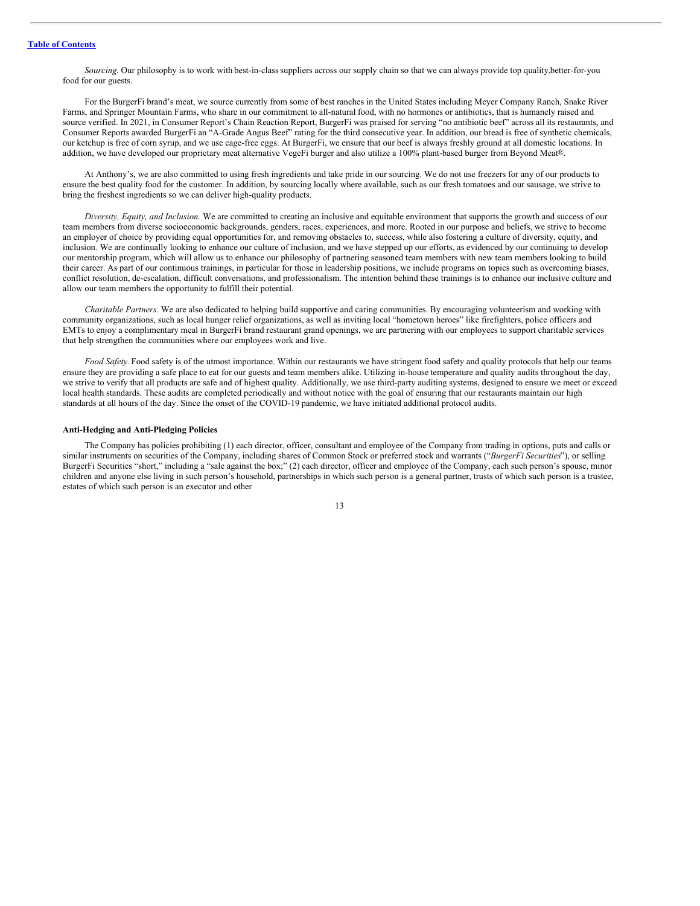*Sourcing.* Our philosophy is to work with best-in-class suppliers across our supply chain so that we can always provide top quality,better-for-you food for our guests.

For the BurgerFi brand's meat, we source currently from some of best ranches in the United States including Meyer Company Ranch, Snake River Farms, and Springer Mountain Farms, who share in our commitment to all-natural food, with no hormones or antibiotics, that is humanely raised and source verified. In 2021, in Consumer Report's Chain Reaction Report, BurgerFi was praised for serving "no antibiotic beef" across all its restaurants, and Consumer Reports awarded BurgerFi an "A-Grade Angus Beef" rating for the third consecutive year. In addition, our bread is free of synthetic chemicals, our ketchup is free of corn syrup, and we use cage-free eggs. At BurgerFi, we ensure that our beef is always freshly ground at all domestic locations. In addition, we have developed our proprietary meat alternative VegeFi burger and also utilize a 100% plant-based burger from Beyond Meat®.

At Anthony's, we are also committed to using fresh ingredients and take pride in our sourcing. We do not use freezers for any of our products to ensure the best quality food for the customer. In addition, by sourcing locally where available, such as our fresh tomatoes and our sausage, we strive to bring the freshest ingredients so we can deliver high-quality products.

*Diversity, Equity, and Inclusion.* We are committed to creating an inclusive and equitable environment that supports the growth and success of our team members from diverse socioeconomic backgrounds, genders, races, experiences, and more. Rooted in our purpose and beliefs, we strive to become an employer of choice by providing equal opportunities for, and removing obstacles to, success, while also fostering a culture of diversity, equity, and inclusion. We are continually looking to enhance our culture of inclusion, and we have stepped up our efforts, as evidenced by our continuing to develop our mentorship program, which will allow us to enhance our philosophy of partnering seasoned team members with new team members looking to build their career. As part of our continuous trainings, in particular for those in leadership positions, we include programs on topics such as overcoming biases, conflict resolution, de-escalation, difficult conversations, and professionalism. The intention behind these trainings is to enhance our inclusive culture and allow our team members the opportunity to fulfill their potential.

*Charitable Partners.* We are also dedicated to helping build supportive and caring communities. By encouraging volunteerism and working with community organizations, such as local hunger relief organizations, as well as inviting local "hometown heroes" like firefighters, police officers and EMTs to enjoy a complimentary meal in BurgerFi brand restaurant grand openings, we are partnering with our employees to support charitable services that help strengthen the communities where our employees work and live.

*Food Safety.* Food safety is of the utmost importance. Within our restaurants we have stringent food safety and quality protocols that help our teams ensure they are providing a safe place to eat for our guests and team members alike. Utilizing in-house temperature and quality audits throughout the day, we strive to verify that all products are safe and of highest quality. Additionally, we use third-party auditing systems, designed to ensure we meet or exceed local health standards. These audits are completed periodically and without notice with the goal of ensuring that our restaurants maintain our high standards at all hours of the day. Since the onset of the COVID-19 pandemic, we have initiated additional protocol audits.

### Anti-Hedging and Anti-Pledging Policies

The Company has policies prohibiting (1) each director, officer, consultant and employee of the Company from trading in options, puts and calls or similar instruments on securities of the Company, including shares of Common Stock or preferred stock and warrants ("*BurgerFi Securities*"), or selling BurgerFi Securities "short," including a "sale against the box;" (2) each director, officer and employee of the Company, each such person's spouse, minor children and anyone else living in such person's household, partnerships in which such person is a general partner, trusts of which such person is a trustee, estates of which such person is an executor and other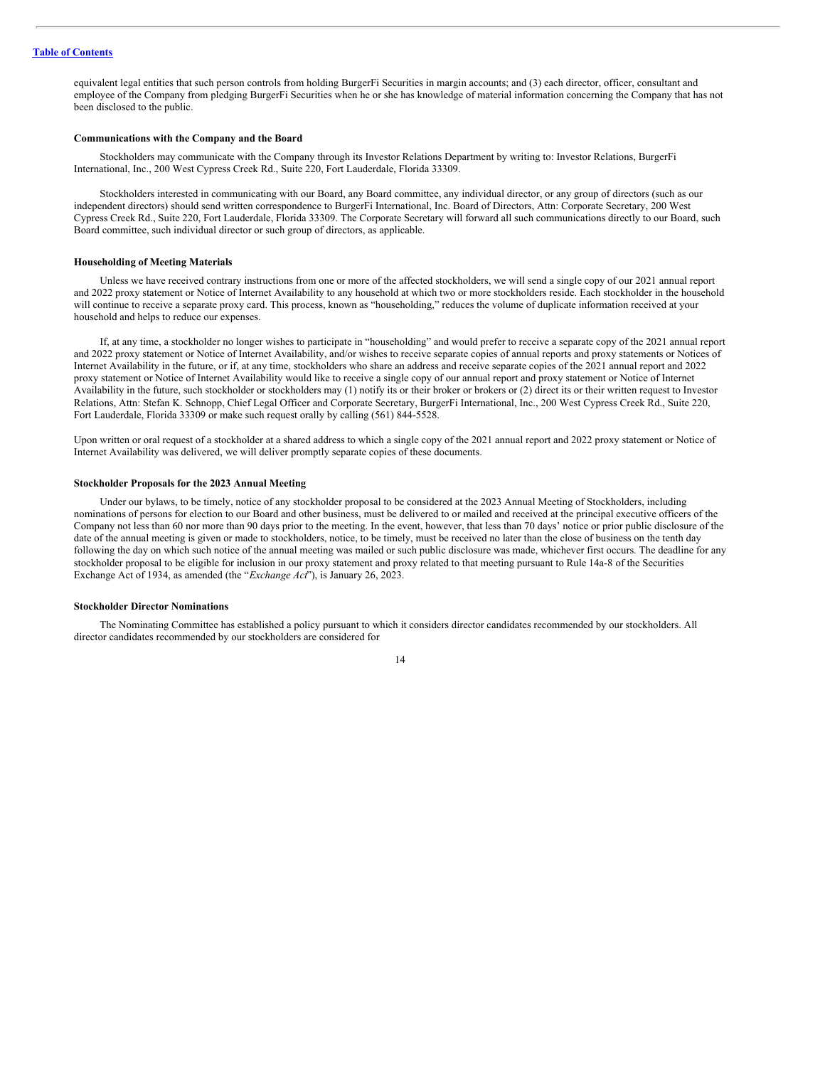equivalent legal entities that such person controls from holding BurgerFi Securities in margin accounts; and (3) each director, officer, consultant and employee of the Company from pledging BurgerFi Securities when he or she has knowledge of material information concerning the Company that has not been disclosed to the public.

**Communications with the Company and the Board**

Stockholders may communicate with the Company through its Investor Relations Department by writing to: Investor Relations, BurgerFi International, Inc., 200 West Cypress Creek Rd., Suite 220, Fort Lauderdale, Florida 33309.

Stockholders interested in communicating with our Board, any Board committee, any individual director, or any group of directors (such as our independent directors) should send written correspondence to BurgerFi International, Inc. Board of Directors, Attn: Corporate Secretary, 200 West Cypress Creek Rd., Suite 220, Fort Lauderdale, Florida 33309. The Corporate Secretary will forward all such communications directly to our Board, such Board committee, such individual director or such group of directors, as applicable.

**Householding of Meeting Materials**

Unless we have received contrary instructions from one or more of the affected stockholders, we will send a single copy of our 2021 annual report and 2022 proxy statement or Notice of Internet Availability to any household at which two or more stockholders reside. Each stockholder in the household will continue to receive a separate proxy card. This process, known as "householding," reduces the volume of duplicate information received at your household and helps to reduce our expenses.

If, at any time, a stockholder no longer wishes to participate in "householding" and would prefer to receive a separate copy of the 2021 annual report and 2022 proxy statement or Notice of Internet Availability, and/or wishes to receive separate copies of annual reports and proxy statements or Notices of Internet Availability in the future, or if, at any time, stockholders who share an address and receive separate copies of the 2021 annual report and 2022 proxy statement or Notice of Internet Availability would like to receive a single copy of our annual report and proxy statement or Notice of Internet Availability in the future, such stockholder or stockholders may (1) notify its or their broker or brokers or (2) direct its or their written request to Investor Relations, Attn: Stefan K. Schnopp, Chief Legal Officer and Corporate Secretary, BurgerFi International, Inc., 200 West Cypress Creek Rd., Suite 220, Fort Lauderdale, Florida 33309 or make such request orally by calling (561) 844-5528.

Upon written or oral request of a stockholder at a shared address to which a single copy of the 2021 annual report and 2022 proxy statement or Notice of Internet Availability was delivered, we will deliver promptly separate copies of these documents.

**Stockholder Proposals for the 2023 Annual Meeting**

Under our bylaws, to be timely, notice of any stockholder proposal to be considered at the 2023 Annual Meeting of Stockholders, including nominations of persons for election to our Board and other business, must be delivered to or mailed and received at the principal executive officers of the Company not less than 60 nor more than 90 days prior to the meeting. In the event, however, that less than 70 days' notice or prior public disclosure of the date of the annual meeting is given or made to stockholders, notice, to be timely, must be received no later than the close of business on the tenth day following the day on which such notice of the annual meeting was mailed or such public disclosure was made, whichever first occurs. The deadline for any stockholder proposal to be eligible for inclusion in our proxy statement and proxy related to that meeting pursuant to Rule 14a-8 of the Securities Exchange Act of 1934, as amended (the "*Exchange Act*"), is January 26, 2023.

**Stockholder Director Nominations**

The Nominating Committee has established a policy pursuant to which it considers director candidates recommended by our stockholders. All director candidates recommended by our stockholders are considered for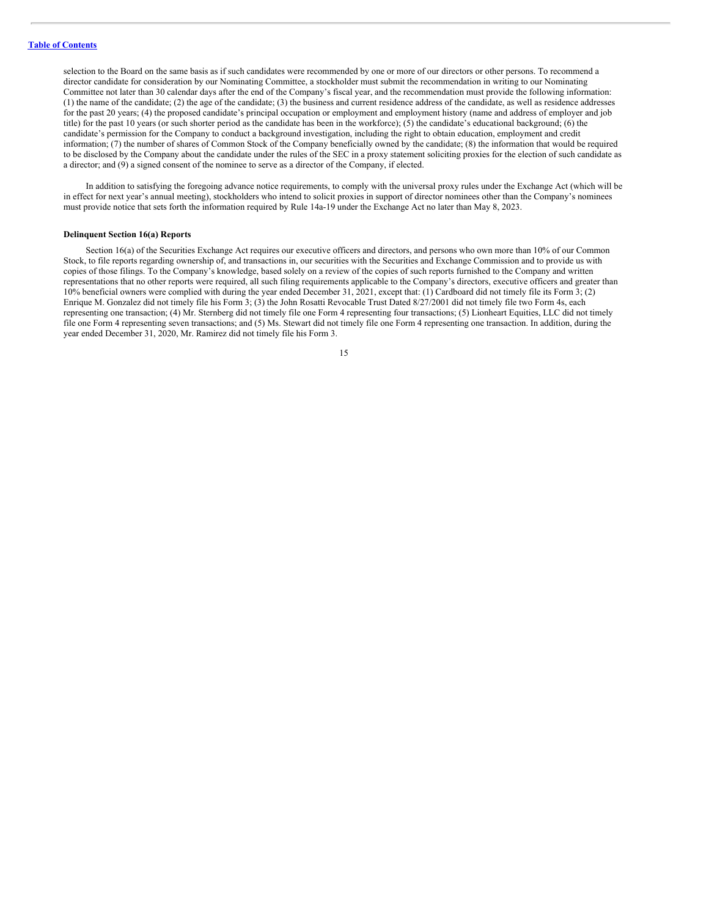selection to the Board on the same basis as if such candidates were recommended by one or more of our directors or other persons. To recommend a director candidate for consideration by our Nominating Committee, a stockholder must submit the recommendation in writing to our Nominating Committee not later than 30 calendar days after the end of the Company's fiscal year, and the recommendation must provide the following information: (1) the name of the candidate; (2) the age of the candidate; (3) the business and current residence address of the candidate, as well as residence addresses for the past 20 years; (4) the proposed candidate's principal occupation or employment and employment history (name and address of employer and job title) for the past 10 years (or such shorter period as the candidate has been in the workforce); (5) the candidate's educational background; (6) the candidate's permission for the Company to conduct a background investigation, including the right to obtain education, employment and credit information; (7) the number of shares of Common Stock of the Company beneficially owned by the candidate; (8) the information that would be required to be disclosed by the Company about the candidate under the rules of the SEC in a proxy statement soliciting proxies for the election of such candidate as a director; and (9) a signed consent of the nominee to serve as a director of the Company, if elected.

In addition to satisfying the foregoing advance notice requirements, to comply with the universal proxy rules under the Exchange Act (which will be in effect for next year's annual meeting), stockholders who intend to solicit proxies in support of director nominees other than the Company's nominees must provide notice that sets forth the information required by Rule 14a-19 under the Exchange Act no later than May 8, 2023.

**Delinquent Section 16(a) Reports**

Section 16(a) of the Securities Exchange Act requires our executive officers and directors, and persons who own more than 10% of our Common Stock, to file reports regarding ownership of, and transactions in, our securities with the Securities and Exchange Commission and to provide us with copies of those filings. To the Company's knowledge, based solely on a review of the copies of such reports furnished to the Company and written representations that no other reports were required, all such filing requirements applicable to the Company's directors, executive officers and greater than 10% beneficial owners were complied with during the year ended December 31, 2021, except that: (1) Cardboard did not timely file its Form 3; (2) Enrique M. Gonzalez did not timely file his Form 3; (3) the John Rosatti Revocable Trust Dated 8/27/2001 did not timely file two Form 4s, each representing one transaction; (4) Mr. Sternberg did not timely file one Form 4 representing four transactions; (5) Lionheart Equities, LLC did not timely file one Form 4 representing seven transactions; and (5) Ms. Stewart did not timely file one Form 4 representing one transaction. In addition, during the year ended December 31, 2020, Mr. Ramirez did not timely file his Form 3.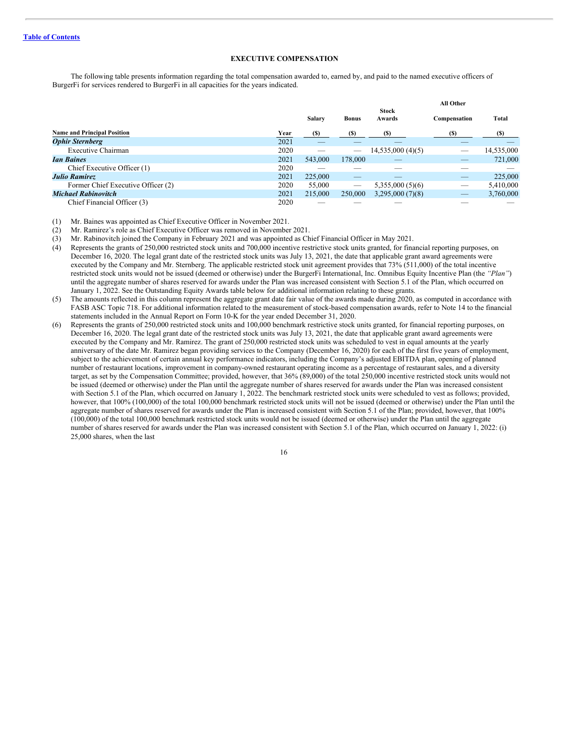Table of Contents

## EXECUTIVE COMPENSATION

The following table presents information regarding the total compensation awarded to, earned by, and paid to the named executive officers of BurgerFi for services rendered to BurgerFi in all capacities for the years indicated.

| Name and Principal Position | Year | Salary ($) | Bonus ($) | Stock Awards ($) | All Other Compensation ($) | Total ($) |
|---|---|---|---|---|---|---|
| ***Ophir Sternberg*** | 2021 | — | — | — | — | — |
| Executive Chairman | 2020 | — | — | 14,535,000 (4)(5) | — | 14,535,000 |
| ***Ian Baines*** | 2021 | 543,000 | 178,000 | — | — | 721,000 |
| Chief Executive Officer (1) | 2020 | — | — | — | — | — |
| ***Julio Ramirez*** | 2021 | 225,000 | — | — | — | 225,000 |
| Former Chief Executive Officer (2) | 2020 | 55,000 | — | 5,355,000 (5)(6) | — | 5,410,000 |
| ***Michael Rabinovitch*** | 2021 | 215,000 | 250,000 | 3,295,000 (7)(8) | — | 3,760,000 |
| Chief Financial Officer (3) | 2020 | — | — | — | — | — |

(1) Mr. Baines was appointed as Chief Executive Officer in November 2021.

(2) Mr. Ramirez's role as Chief Executive Officer was removed in November 2021.

(3) Mr. Rabinovitch joined the Company in February 2021 and was appointed as Chief Financial Officer in May 2021.

(4) Represents the grants of 250,000 restricted stock units and 700,000 incentive restrictive stock units granted, for financial reporting purposes, on December 16, 2020. The legal grant date of the restricted stock units was July 13, 2021, the date that applicable grant award agreements were executed by the Company and Mr. Sternberg. The applicable restricted stock unit agreement provides that 73% (511,000) of the total incentive restricted stock units would not be issued (deemed or otherwise) under the BurgerFi International, Inc. Omnibus Equity Incentive Plan (the *"Plan"*) until the aggregate number of shares reserved for awards under the Plan was increased consistent with Section 5.1 of the Plan, which occurred on January 1, 2022. See the Outstanding Equity Awards table below for additional information relating to these grants.

(5) The amounts reflected in this column represent the aggregate grant date fair value of the awards made during 2020, as computed in accordance with FASB ASC Topic 718. For additional information related to the measurement of stock-based compensation awards, refer to Note 14 to the financial statements included in the Annual Report on Form 10-K for the year ended December 31, 2020.

(6) Represents the grants of 250,000 restricted stock units and 100,000 benchmark restrictive stock units granted, for financial reporting purposes, on December 16, 2020. The legal grant date of the restricted stock units was July 13, 2021, the date that applicable grant award agreements were executed by the Company and Mr. Ramirez. The grant of 250,000 restricted stock units was scheduled to vest in equal amounts at the yearly anniversary of the date Mr. Ramirez began providing services to the Company (December 16, 2020) for each of the first five years of employment, subject to the achievement of certain annual key performance indicators, including the Company's adjusted EBITDA plan, opening of planned number of restaurant locations, improvement in company-owned restaurant operating income as a percentage of restaurant sales, and a diversity target, as set by the Compensation Committee; provided, however, that 36% (89,000) of the total 250,000 incentive restricted stock units would not be issued (deemed or otherwise) under the Plan until the aggregate number of shares reserved for awards under the Plan was increased consistent with Section 5.1 of the Plan, which occurred on January 1, 2022. The benchmark restricted stock units were scheduled to vest as follows; provided, however, that 100% (100,000) of the total 100,000 benchmark restricted stock units will not be issued (deemed or otherwise) under the Plan until the aggregate number of shares reserved for awards under the Plan is increased consistent with Section 5.1 of the Plan; provided, however, that 100% (100,000) of the total 100,000 benchmark restricted stock units would not be issued (deemed or otherwise) under the Plan until the aggregate number of shares reserved for awards under the Plan was increased consistent with Section 5.1 of the Plan, which occurred on January 1, 2022: (i) 25,000 shares, when the last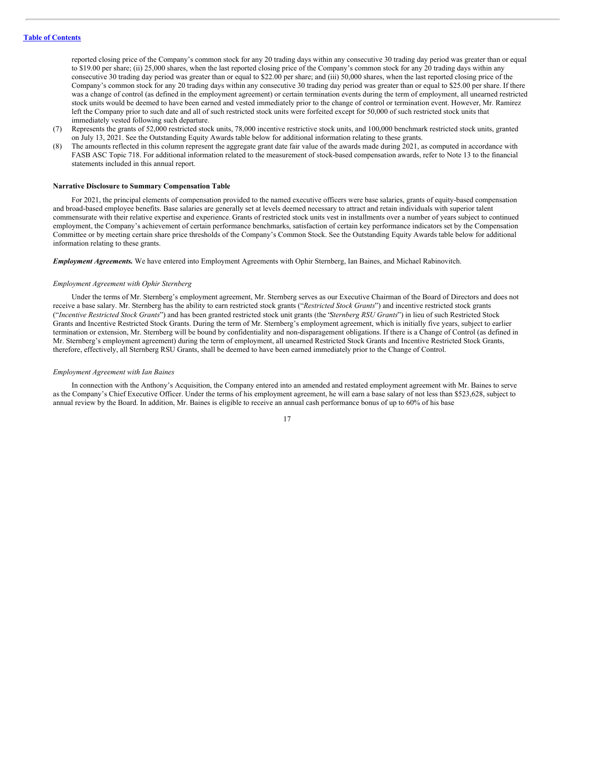reported closing price of the Company's common stock for any 20 trading days within any consecutive 30 trading day period was greater than or equal to $19.00 per share; (ii) 25,000 shares, when the last reported closing price of the Company's common stock for any 20 trading days within any consecutive 30 trading day period was greater than or equal to $22.00 per share; and (iii) 50,000 shares, when the last reported closing price of the Company's common stock for any 20 trading days within any consecutive 30 trading day period was greater than or equal to $25.00 per share. If there was a change of control (as defined in the employment agreement) or certain termination events during the term of employment, all unearned restricted stock units would be deemed to have been earned and vested immediately prior to the change of control or termination event. However, Mr. Ramirez left the Company prior to such date and all of such restricted stock units were forfeited except for 50,000 of such restricted stock units that immediately vested following such departure.

(7) Represents the grants of 52,000 restricted stock units, 78,000 incentive restrictive stock units, and 100,000 benchmark restricted stock units, granted on July 13, 2021. See the Outstanding Equity Awards table below for additional information relating to these grants.

(8) The amounts reflected in this column represent the aggregate grant date fair value of the awards made during 2021, as computed in accordance with FASB ASC Topic 718. For additional information related to the measurement of stock-based compensation awards, refer to Note 13 to the financial statements included in this annual report.

**Narrative Disclosure to Summary Compensation Table**

For 2021, the principal elements of compensation provided to the named executive officers were base salaries, grants of equity-based compensation and broad-based employee benefits. Base salaries are generally set at levels deemed necessary to attract and retain individuals with superior talent commensurate with their relative expertise and experience. Grants of restricted stock units vest in installments over a number of years subject to continued employment, the Company's achievement of certain performance benchmarks, satisfaction of certain key performance indicators set by the Compensation Committee or by meeting certain share price thresholds of the Company's Common Stock. See the Outstanding Equity Awards table below for additional information relating to these grants.

***Employment Agreements.*** We have entered into Employment Agreements with Ophir Sternberg, Ian Baines, and Michael Rabinovitch.

*Employment Agreement with Ophir Sternberg*

Under the terms of Mr. Sternberg's employment agreement, Mr. Sternberg serves as our Executive Chairman of the Board of Directors and does not receive a base salary. Mr. Sternberg has the ability to earn restricted stock grants ("*Restricted Stock Grants*") and incentive restricted stock grants ("*Incentive Restricted Stock Grants*") and has been granted restricted stock unit grants (the "*Sternberg RSU Grants*") in lieu of such Restricted Stock Grants and Incentive Restricted Stock Grants. During the term of Mr. Sternberg's employment agreement, which is initially five years, subject to earlier termination or extension, Mr. Sternberg will be bound by confidentiality and non-disparagement obligations. If there is a Change of Control (as defined in Mr. Sternberg's employment agreement) during the term of employment, all unearned Restricted Stock Grants and Incentive Restricted Stock Grants, therefore, effectively, all Sternberg RSU Grants, shall be deemed to have been earned immediately prior to the Change of Control.

*Employment Agreement with Ian Baines*

In connection with the Anthony's Acquisition, the Company entered into an amended and restated employment agreement with Mr. Baines to serve as the Company's Chief Executive Officer. Under the terms of his employment agreement, he will earn a base salary of not less than $523,628, subject to annual review by the Board. In addition, Mr. Baines is eligible to receive an annual cash performance bonus of up to 60% of his base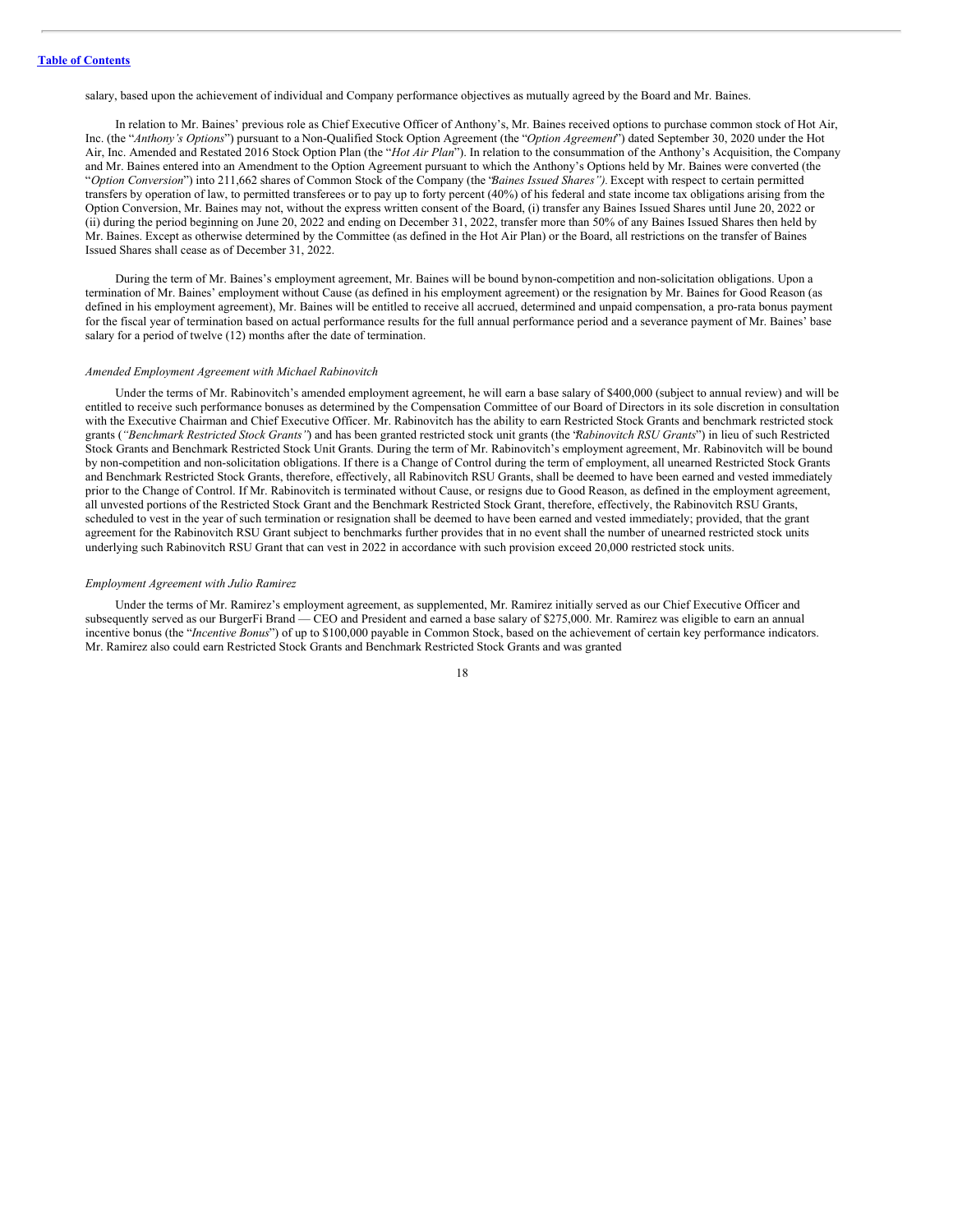salary, based upon the achievement of individual and Company performance objectives as mutually agreed by the Board and Mr. Baines.

In relation to Mr. Baines' previous role as Chief Executive Officer of Anthony's, Mr. Baines received options to purchase common stock of Hot Air, Inc. (the "*Anthony's Options*") pursuant to a Non-Qualified Stock Option Agreement (the "*Option Agreement*") dated September 30, 2020 under the Hot Air, Inc. Amended and Restated 2016 Stock Option Plan (the "*Hot Air Plan*"). In relation to the consummation of the Anthony's Acquisition, the Company and Mr. Baines entered into an Amendment to the Option Agreement pursuant to which the Anthony's Options held by Mr. Baines were converted (the "*Option Conversion*") into 211,662 shares of Common Stock of the Company (the "*Baines Issued Shares"*). Except with respect to certain permitted transfers by operation of law, to permitted transferees or to pay up to forty percent (40%) of his federal and state income tax obligations arising from the Option Conversion, Mr. Baines may not, without the express written consent of the Board, (i) transfer any Baines Issued Shares until June 20, 2022 or (ii) during the period beginning on June 20, 2022 and ending on December 31, 2022, transfer more than 50% of any Baines Issued Shares then held by Mr. Baines. Except as otherwise determined by the Committee (as defined in the Hot Air Plan) or the Board, all restrictions on the transfer of Baines Issued Shares shall cease as of December 31, 2022.

During the term of Mr. Baines's employment agreement, Mr. Baines will be bound bynon-competition and non-solicitation obligations. Upon a termination of Mr. Baines' employment without Cause (as defined in his employment agreement) or the resignation by Mr. Baines for Good Reason (as defined in his employment agreement), Mr. Baines will be entitled to receive all accrued, determined and unpaid compensation, a pro-rata bonus payment for the fiscal year of termination based on actual performance results for the full annual performance period and a severance payment of Mr. Baines' base salary for a period of twelve (12) months after the date of termination.

*Amended Employment Agreement with Michael Rabinovitch*

Under the terms of Mr. Rabinovitch's amended employment agreement, he will earn a base salary of $400,000 (subject to annual review) and will be entitled to receive such performance bonuses as determined by the Compensation Committee of our Board of Directors in its sole discretion in consultation with the Executive Chairman and Chief Executive Officer. Mr. Rabinovitch has the ability to earn Restricted Stock Grants and benchmark restricted stock grants (*"Benchmark Restricted Stock Grants"*) and has been granted restricted stock unit grants (the "*Rabinovitch RSU Grants*") in lieu of such Restricted Stock Grants and Benchmark Restricted Stock Unit Grants. During the term of Mr. Rabinovitch's employment agreement, Mr. Rabinovitch will be bound by non-competition and non-solicitation obligations. If there is a Change of Control during the term of employment, all unearned Restricted Stock Grants and Benchmark Restricted Stock Grants, therefore, effectively, all Rabinovitch RSU Grants, shall be deemed to have been earned and vested immediately prior to the Change of Control. If Mr. Rabinovitch is terminated without Cause, or resigns due to Good Reason, as defined in the employment agreement, all unvested portions of the Restricted Stock Grant and the Benchmark Restricted Stock Grant, therefore, effectively, the Rabinovitch RSU Grants, scheduled to vest in the year of such termination or resignation shall be deemed to have been earned and vested immediately; provided, that the grant agreement for the Rabinovitch RSU Grant subject to benchmarks further provides that in no event shall the number of unearned restricted stock units underlying such Rabinovitch RSU Grant that can vest in 2022 in accordance with such provision exceed 20,000 restricted stock units.

*Employment Agreement with Julio Ramirez*

Under the terms of Mr. Ramirez's employment agreement, as supplemented, Mr. Ramirez initially served as our Chief Executive Officer and subsequently served as our BurgerFi Brand — CEO and President and earned a base salary of $275,000. Mr. Ramirez was eligible to earn an annual incentive bonus (the "*Incentive Bonus*") of up to $100,000 payable in Common Stock, based on the achievement of certain key performance indicators. Mr. Ramirez also could earn Restricted Stock Grants and Benchmark Restricted Stock Grants and was granted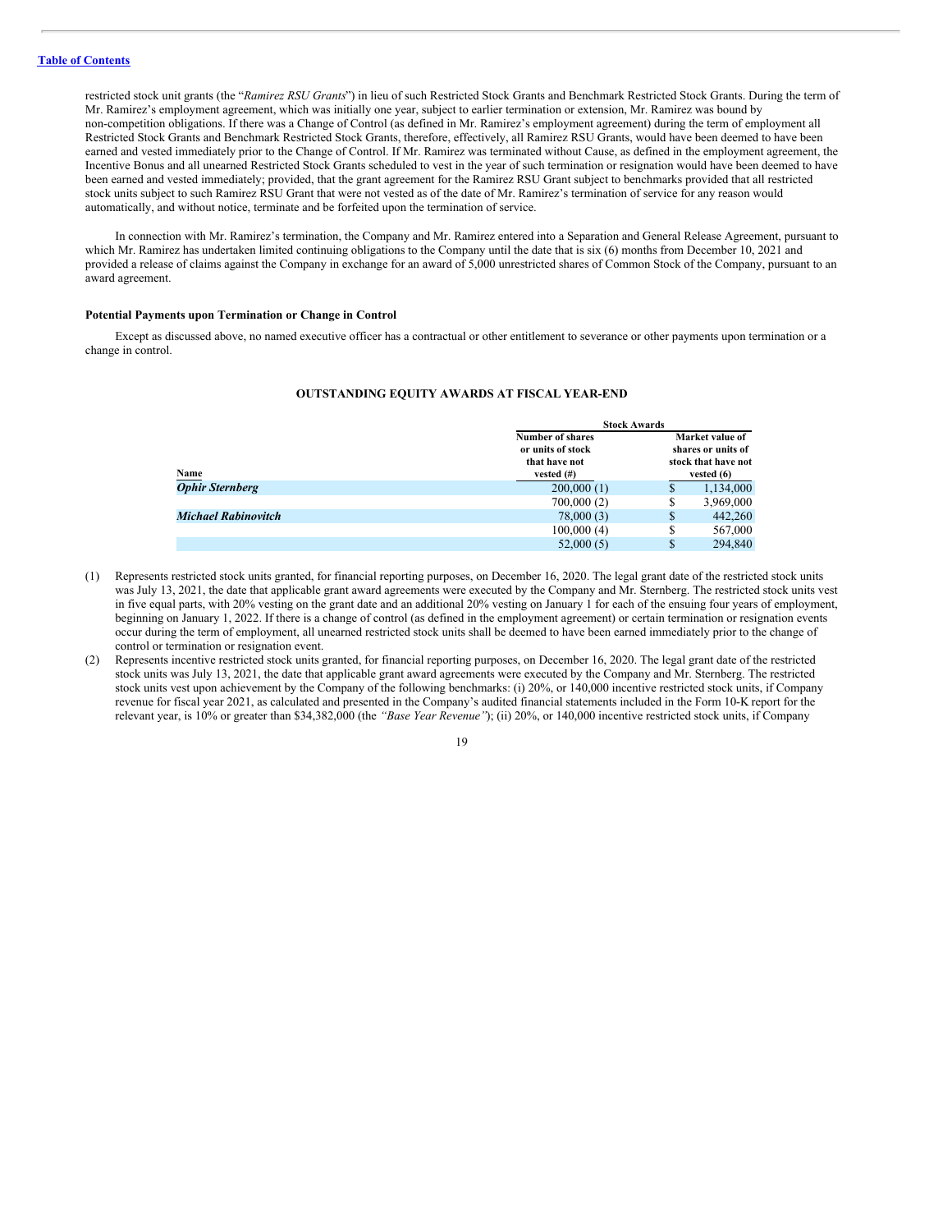restricted stock unit grants (the "*Ramirez RSU Grants*") in lieu of such Restricted Stock Grants and Benchmark Restricted Stock Grants. During the term of Mr. Ramirez's employment agreement, which was initially one year, subject to earlier termination or extension, Mr. Ramirez was bound by non-competition obligations. If there was a Change of Control (as defined in Mr. Ramirez's employment agreement) during the term of employment all Restricted Stock Grants and Benchmark Restricted Stock Grants, therefore, effectively, all Ramirez RSU Grants, would have been deemed to have been earned and vested immediately prior to the Change of Control. If Mr. Ramirez was terminated without Cause, as defined in the employment agreement, the Incentive Bonus and all unearned Restricted Stock Grants scheduled to vest in the year of such termination or resignation would have been deemed to have been earned and vested immediately; provided, that the grant agreement for the Ramirez RSU Grant subject to benchmarks provided that all restricted stock units subject to such Ramirez RSU Grant that were not vested as of the date of Mr. Ramirez's termination of service for any reason would automatically, and without notice, terminate and be forfeited upon the termination of service.

In connection with Mr. Ramirez's termination, the Company and Mr. Ramirez entered into a Separation and General Release Agreement, pursuant to which Mr. Ramirez has undertaken limited continuing obligations to the Company until the date that is six (6) months from December 10, 2021 and provided a release of claims against the Company in exchange for an award of 5,000 unrestricted shares of Common Stock of the Company, pursuant to an award agreement.

#### Potential Payments upon Termination or Change in Control

Except as discussed above, no named executive officer has a contractual or other entitlement to severance or other payments upon termination or a change in control.

### OUTSTANDING EQUITY AWARDS AT FISCAL YEAR-END

| | Stock Awards | |
|---|---|---|
| Name | Number of shares or units of stock that have not vested (#) | Market value of shares or units of stock that have not vested (6) |
| ***Ophir Sternberg*** | 200,000 (1) | $ 1,134,000 |
| | 700,000 (2) | $ 3,969,000 |
| ***Michael Rabinovitch*** | 78,000 (3) | $ 442,260 |
| | 100,000 (4) | $ 567,000 |
| | 52,000 (5) | $ 294,840 |

(1) Represents restricted stock units granted, for financial reporting purposes, on December 16, 2020. The legal grant date of the restricted stock units was July 13, 2021, the date that applicable grant award agreements were executed by the Company and Mr. Sternberg. The restricted stock units vest in five equal parts, with 20% vesting on the grant date and an additional 20% vesting on January 1 for each of the ensuing four years of employment, beginning on January 1, 2022. If there is a change of control (as defined in the employment agreement) or certain termination or resignation events occur during the term of employment, all unearned restricted stock units shall be deemed to have been earned immediately prior to the change of control or termination or resignation event.

(2) Represents incentive restricted stock units granted, for financial reporting purposes, on December 16, 2020. The legal grant date of the restricted stock units was July 13, 2021, the date that applicable grant award agreements were executed by the Company and Mr. Sternberg. The restricted stock units vest upon achievement by the Company of the following benchmarks: (i) 20%, or 140,000 incentive restricted stock units, if Company revenue for fiscal year 2021, as calculated and presented in the Company's audited financial statements included in the Form 10-K report for the relevant year, is 10% or greater than $34,382,000 (the *"Base Year Revenue"*); (ii) 20%, or 140,000 incentive restricted stock units, if Company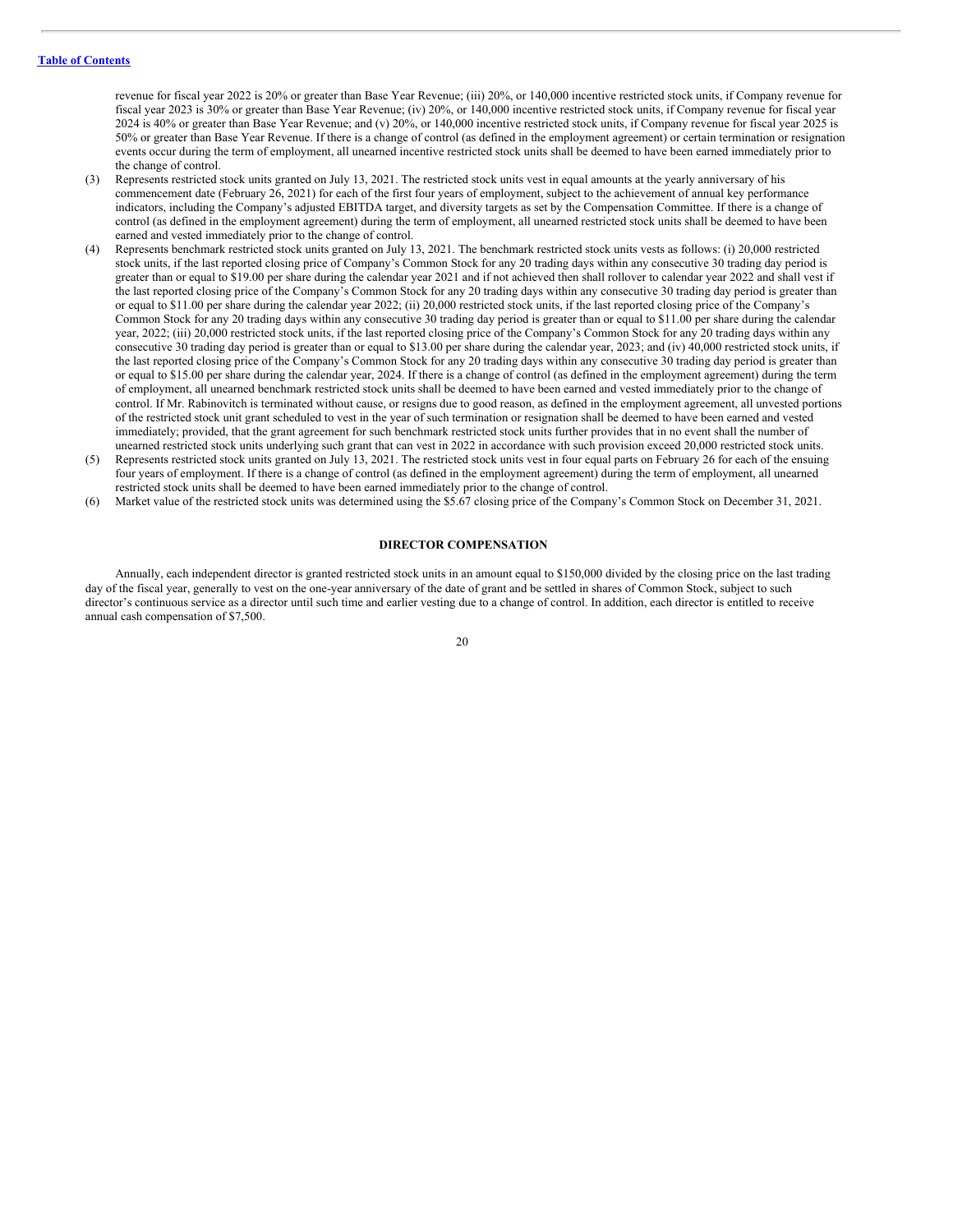revenue for fiscal year 2022 is 20% or greater than Base Year Revenue; (iii) 20%, or 140,000 incentive restricted stock units, if Company revenue for fiscal year 2023 is 30% or greater than Base Year Revenue; (iv) 20%, or 140,000 incentive restricted stock units, if Company revenue for fiscal year 2024 is 40% or greater than Base Year Revenue; and (v) 20%, or 140,000 incentive restricted stock units, if Company revenue for fiscal year 2025 is 50% or greater than Base Year Revenue. If there is a change of control (as defined in the employment agreement) or certain termination or resignation events occur during the term of employment, all unearned incentive restricted stock units shall be deemed to have been earned immediately prior to the change of control.

(3) Represents restricted stock units granted on July 13, 2021. The restricted stock units vest in equal amounts at the yearly anniversary of his commencement date (February 26, 2021) for each of the first four years of employment, subject to the achievement of annual key performance indicators, including the Company's adjusted EBITDA target, and diversity targets as set by the Compensation Committee. If there is a change of control (as defined in the employment agreement) during the term of employment, all unearned restricted stock units shall be deemed to have been earned and vested immediately prior to the change of control.

(4) Represents benchmark restricted stock units granted on July 13, 2021. The benchmark restricted stock units vests as follows: (i) 20,000 restricted stock units, if the last reported closing price of Company's Common Stock for any 20 trading days within any consecutive 30 trading day period is greater than or equal to $19.00 per share during the calendar year 2021 and if not achieved then shall rollover to calendar year 2022 and shall vest if the last reported closing price of the Company's Common Stock for any 20 trading days within any consecutive 30 trading day period is greater than or equal to $11.00 per share during the calendar year 2022; (ii) 20,000 restricted stock units, if the last reported closing price of the Company's Common Stock for any 20 trading days within any consecutive 30 trading day period is greater than or equal to $11.00 per share during the calendar year, 2022; (iii) 20,000 restricted stock units, if the last reported closing price of the Company's Common Stock for any 20 trading days within any consecutive 30 trading day period is greater than or equal to $13.00 per share during the calendar year, 2023; and (iv) 40,000 restricted stock units, if the last reported closing price of the Company's Common Stock for any 20 trading days within any consecutive 30 trading day period is greater than or equal to $15.00 per share during the calendar year, 2024. If there is a change of control (as defined in the employment agreement) during the term of employment, all unearned benchmark restricted stock units shall be deemed to have been earned and vested immediately prior to the change of control. If Mr. Rabinovitch is terminated without cause, or resigns due to good reason, as defined in the employment agreement, all unvested portions of the restricted stock unit grant scheduled to vest in the year of such termination or resignation shall be deemed to have been earned and vested immediately; provided, that the grant agreement for such benchmark restricted stock units further provides that in no event shall the number of unearned restricted stock units underlying such grant that can vest in 2022 in accordance with such provision exceed 20,000 restricted stock units.

(5) Represents restricted stock units granted on July 13, 2021. The restricted stock units vest in four equal parts on February 26 for each of the ensuing four years of employment. If there is a change of control (as defined in the employment agreement) during the term of employment, all unearned restricted stock units shall be deemed to have been earned immediately prior to the change of control.

(6) Market value of the restricted stock units was determined using the $5.67 closing price of the Company's Common Stock on December 31, 2021.

## DIRECTOR COMPENSATION

Annually, each independent director is granted restricted stock units in an amount equal to $150,000 divided by the closing price on the last trading day of the fiscal year, generally to vest on the one-year anniversary of the date of grant and be settled in shares of Common Stock, subject to such director's continuous service as a director until such time and earlier vesting due to a change of control. In addition, each director is entitled to receive annual cash compensation of $7,500.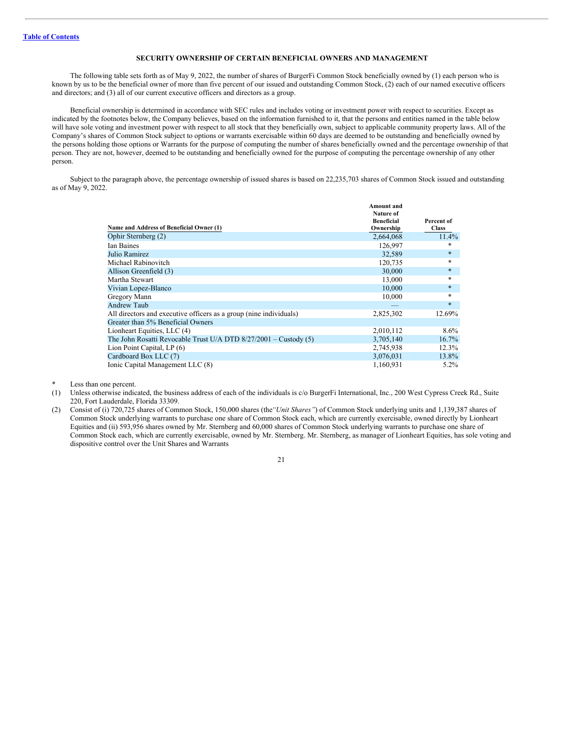[Table of Contents](#)

## SECURITY OWNERSHIP OF CERTAIN BENEFICIAL OWNERS AND MANAGEMENT

The following table sets forth as of May 9, 2022, the number of shares of BurgerFi Common Stock beneficially owned by (1) each person who is known by us to be the beneficial owner of more than five percent of our issued and outstanding Common Stock, (2) each of our named executive officers and directors; and (3) all of our current executive officers and directors as a group.

Beneficial ownership is determined in accordance with SEC rules and includes voting or investment power with respect to securities. Except as indicated by the footnotes below, the Company believes, based on the information furnished to it, that the persons and entities named in the table below will have sole voting and investment power with respect to all stock that they beneficially own, subject to applicable community property laws. All of the Company's shares of Common Stock subject to options or warrants exercisable within 60 days are deemed to be outstanding and beneficially owned by the persons holding those options or Warrants for the purpose of computing the number of shares beneficially owned and the percentage ownership of that person. They are not, however, deemed to be outstanding and beneficially owned for the purpose of computing the percentage ownership of any other person.

Subject to the paragraph above, the percentage ownership of issued shares is based on 22,235,703 shares of Common Stock issued and outstanding as of May 9, 2022.

| Name and Address of Beneficial Owner (1) | Amount and Nature of Beneficial Ownership | Percent of Class |
|---|---|---|
| Ophir Sternberg (2) | 2,664,068 | 11.4% |
| Ian Baines | 126,997 | * |
| Julio Ramirez | 32,589 | * |
| Michael Rabinovitch | 120,735 | * |
| Allison Greenfield (3) | 30,000 | * |
| Martha Stewart | 13,000 | * |
| Vivian Lopez-Blanco | 10,000 | * |
| Gregory Mann | 10,000 | * |
| Andrew Taub | — | * |
| All directors and executive officers as a group (nine individuals) | 2,825,302 | 12.69% |
| Greater than 5% Beneficial Owners | | |
| Lionheart Equities, LLC (4) | 2,010,112 | 8.6% |
| The John Rosatti Revocable Trust U/A DTD 8/27/2001 – Custody (5) | 3,705,140 | 16.7% |
| Lion Point Capital, LP (6) | 2,745,938 | 12.3% |
| Cardboard Box LLC (7) | 3,076,031 | 13.8% |
| Ionic Capital Management LLC (8) | 1,160,931 | 5.2% |

\* Less than one percent.

(1) Unless otherwise indicated, the business address of each of the individuals is c/o BurgerFi International, Inc., 200 West Cypress Creek Rd., Suite 220, Fort Lauderdale, Florida 33309.

(2) Consist of (i) 720,725 shares of Common Stock, 150,000 shares (the *"Unit Shares"*) of Common Stock underlying units and 1,139,387 shares of Common Stock underlying warrants to purchase one share of Common Stock each, which are currently exercisable, owned directly by Lionheart Equities and (ii) 593,956 shares owned by Mr. Sternberg and 60,000 shares of Common Stock underlying warrants to purchase one share of Common Stock each, which are currently exercisable, owned by Mr. Sternberg. Mr. Sternberg, as manager of Lionheart Equities, has sole voting and dispositive control over the Unit Shares and Warrants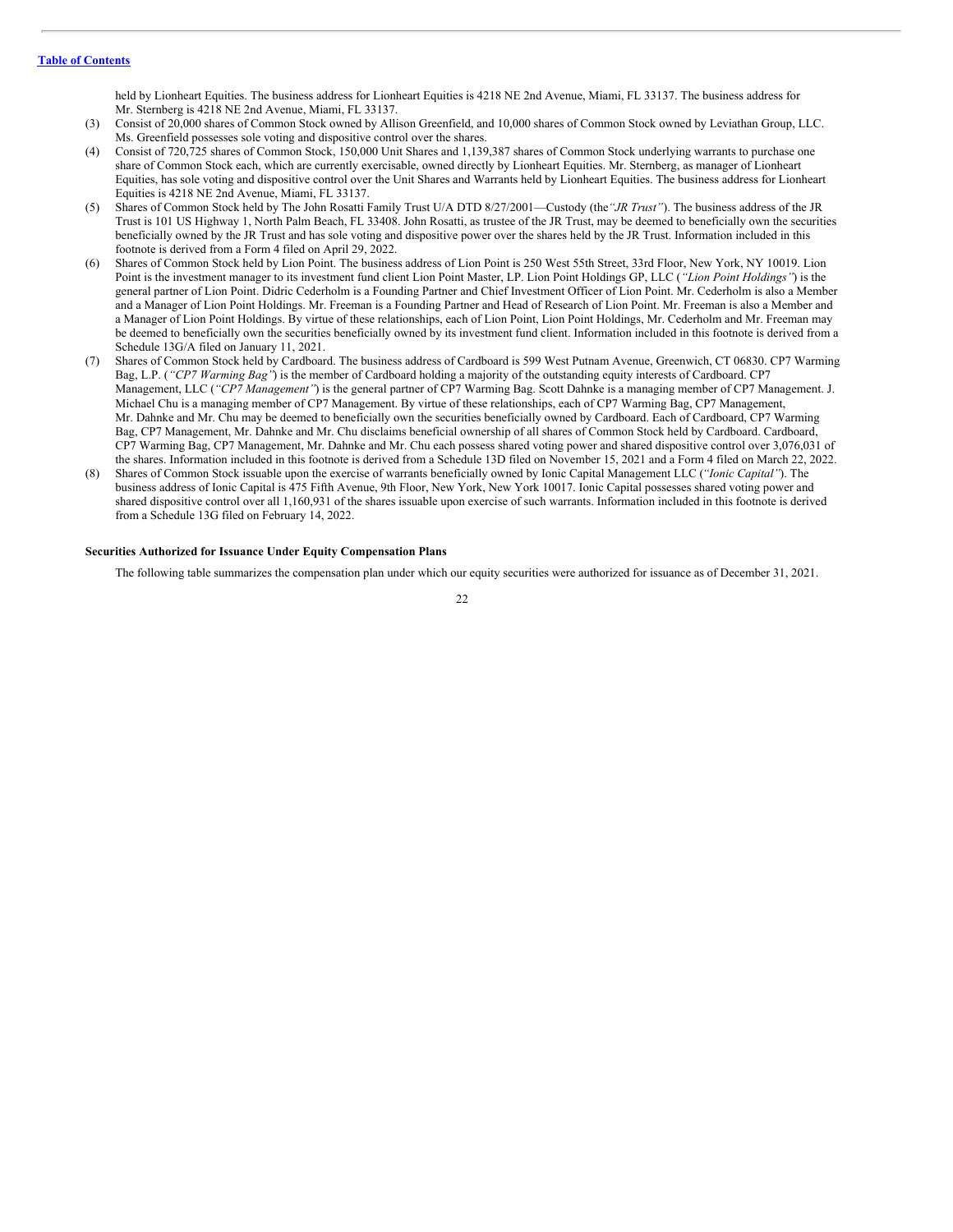held by Lionheart Equities. The business address for Lionheart Equities is 4218 NE 2nd Avenue, Miami, FL 33137. The business address for Mr. Sternberg is 4218 NE 2nd Avenue, Miami, FL 33137.

(3) Consist of 20,000 shares of Common Stock owned by Allison Greenfield, and 10,000 shares of Common Stock owned by Leviathan Group, LLC. Ms. Greenfield possesses sole voting and dispositive control over the shares.

(4) Consist of 720,725 shares of Common Stock, 150,000 Unit Shares and 1,139,387 shares of Common Stock underlying warrants to purchase one share of Common Stock each, which are currently exercisable, owned directly by Lionheart Equities. Mr. Sternberg, as manager of Lionheart Equities, has sole voting and dispositive control over the Unit Shares and Warrants held by Lionheart Equities. The business address for Lionheart Equities is 4218 NE 2nd Avenue, Miami, FL 33137.

(5) Shares of Common Stock held by The John Rosatti Family Trust U/A DTD 8/27/2001—Custody (the *"JR Trust"*). The business address of the JR Trust is 101 US Highway 1, North Palm Beach, FL 33408. John Rosatti, as trustee of the JR Trust, may be deemed to beneficially own the securities beneficially owned by the JR Trust and has sole voting and dispositive power over the shares held by the JR Trust. Information included in this footnote is derived from a Form 4 filed on April 29, 2022.

(6) Shares of Common Stock held by Lion Point. The business address of Lion Point is 250 West 55th Street, 33rd Floor, New York, NY 10019. Lion Point is the investment manager to its investment fund client Lion Point Master, LP. Lion Point Holdings GP, LLC (*"Lion Point Holdings"*) is the general partner of Lion Point. Didric Cederholm is a Founding Partner and Chief Investment Officer of Lion Point. Mr. Cederholm is also a Member and a Manager of Lion Point Holdings. Mr. Freeman is a Founding Partner and Head of Research of Lion Point. Mr. Freeman is also a Member and a Manager of Lion Point Holdings. By virtue of these relationships, each of Lion Point, Lion Point Holdings, Mr. Cederholm and Mr. Freeman may be deemed to beneficially own the securities beneficially owned by its investment fund client. Information included in this footnote is derived from a Schedule 13G/A filed on January 11, 2021.

(7) Shares of Common Stock held by Cardboard. The business address of Cardboard is 599 West Putnam Avenue, Greenwich, CT 06830. CP7 Warming Bag, L.P. (*"CP7 Warming Bag"*) is the member of Cardboard holding a majority of the outstanding equity interests of Cardboard. CP7 Management, LLC (*"CP7 Management"*) is the general partner of CP7 Warming Bag. Scott Dahnke is a managing member of CP7 Management. J. Michael Chu is a managing member of CP7 Management. By virtue of these relationships, each of CP7 Warming Bag, CP7 Management, Mr. Dahnke and Mr. Chu may be deemed to beneficially own the securities beneficially owned by Cardboard. Each of Cardboard, CP7 Warming Bag, CP7 Management, Mr. Dahnke and Mr. Chu disclaims beneficial ownership of all shares of Common Stock held by Cardboard. Cardboard, CP7 Warming Bag, CP7 Management, Mr. Dahnke and Mr. Chu each possess shared voting power and shared dispositive control over 3,076,031 of the shares. Information included in this footnote is derived from a Schedule 13D filed on November 15, 2021 and a Form 4 filed on March 22, 2022.

(8) Shares of Common Stock issuable upon the exercise of warrants beneficially owned by Ionic Capital Management LLC (*"Ionic Capital"*). The business address of Ionic Capital is 475 Fifth Avenue, 9th Floor, New York, New York 10017. Ionic Capital possesses shared voting power and shared dispositive control over all 1,160,931 of the shares issuable upon exercise of such warrants. Information included in this footnote is derived from a Schedule 13G filed on February 14, 2022.

**Securities Authorized for Issuance Under Equity Compensation Plans**

The following table summarizes the compensation plan under which our equity securities were authorized for issuance as of December 31, 2021.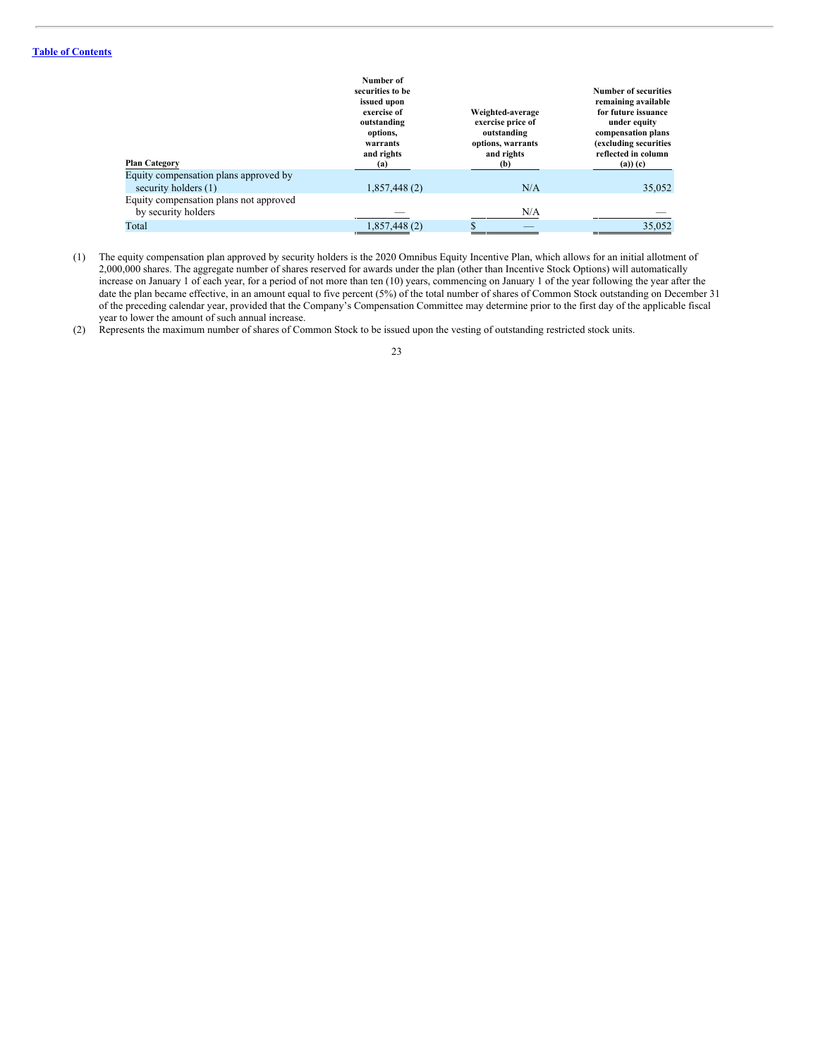| Plan Category | Number of securities to be issued upon exercise of outstanding options, warrants and rights (a) | Weighted-average exercise price of outstanding options, warrants and rights (b) | Number of securities remaining available for future issuance under equity compensation plans (excluding securities reflected in column (a)) (c) |
|---|---|---|---|
| Equity compensation plans approved by security holders (1) | 1,857,448 (2) | N/A | 35,052 |
| Equity compensation plans not approved by security holders | — | N/A | — |
| Total | 1,857,448 (2) | $ — | 35,052 |

(1) The equity compensation plan approved by security holders is the 2020 Omnibus Equity Incentive Plan, which allows for an initial allotment of 2,000,000 shares. The aggregate number of shares reserved for awards under the plan (other than Incentive Stock Options) will automatically increase on January 1 of each year, for a period of not more than ten (10) years, commencing on January 1 of the year following the year after the date the plan became effective, in an amount equal to five percent (5%) of the total number of shares of Common Stock outstanding on December 31 of the preceding calendar year, provided that the Company's Compensation Committee may determine prior to the first day of the applicable fiscal year to lower the amount of such annual increase.

(2) Represents the maximum number of shares of Common Stock to be issued upon the vesting of outstanding restricted stock units.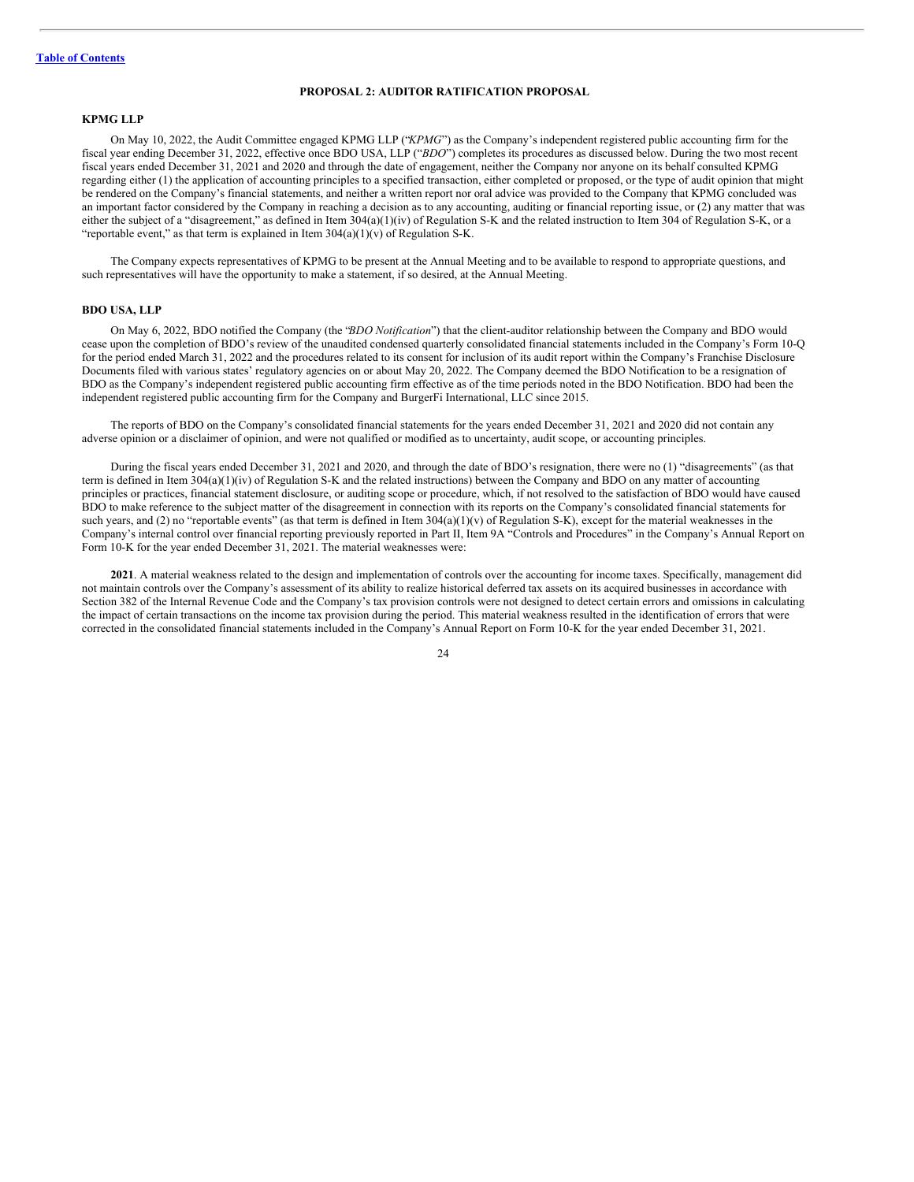## PROPOSAL 2: AUDITOR RATIFICATION PROPOSAL

### KPMG LLP

On May 10, 2022, the Audit Committee engaged KPMG LLP ("*KPMG*") as the Company's independent registered public accounting firm for the fiscal year ending December 31, 2022, effective once BDO USA, LLP ("*BDO*") completes its procedures as discussed below. During the two most recent fiscal years ended December 31, 2021 and 2020 and through the date of engagement, neither the Company nor anyone on its behalf consulted KPMG regarding either (1) the application of accounting principles to a specified transaction, either completed or proposed, or the type of audit opinion that might be rendered on the Company's financial statements, and neither a written report nor oral advice was provided to the Company that KPMG concluded was an important factor considered by the Company in reaching a decision as to any accounting, auditing or financial reporting issue, or (2) any matter that was either the subject of a "disagreement," as defined in Item 304(a)(1)(iv) of Regulation S-K and the related instruction to Item 304 of Regulation S-K, or a "reportable event," as that term is explained in Item 304(a)(1)(v) of Regulation S-K.

The Company expects representatives of KPMG to be present at the Annual Meeting and to be available to respond to appropriate questions, and such representatives will have the opportunity to make a statement, if so desired, at the Annual Meeting.

### BDO USA, LLP

On May 6, 2022, BDO notified the Company (the "*BDO Notification*") that the client-auditor relationship between the Company and BDO would cease upon the completion of BDO's review of the unaudited condensed quarterly consolidated financial statements included in the Company's Form 10-Q for the period ended March 31, 2022 and the procedures related to its consent for inclusion of its audit report within the Company's Franchise Disclosure Documents filed with various states' regulatory agencies on or about May 20, 2022. The Company deemed the BDO Notification to be a resignation of BDO as the Company's independent registered public accounting firm effective as of the time periods noted in the BDO Notification. BDO had been the independent registered public accounting firm for the Company and BurgerFi International, LLC since 2015.

The reports of BDO on the Company's consolidated financial statements for the years ended December 31, 2021 and 2020 did not contain any adverse opinion or a disclaimer of opinion, and were not qualified or modified as to uncertainty, audit scope, or accounting principles.

During the fiscal years ended December 31, 2021 and 2020, and through the date of BDO's resignation, there were no (1) "disagreements" (as that term is defined in Item 304(a)(1)(iv) of Regulation S-K and the related instructions) between the Company and BDO on any matter of accounting principles or practices, financial statement disclosure, or auditing scope or procedure, which, if not resolved to the satisfaction of BDO would have caused BDO to make reference to the subject matter of the disagreement in connection with its reports on the Company's consolidated financial statements for such years, and (2) no "reportable events" (as that term is defined in Item 304(a)(1)(v) of Regulation S-K), except for the material weaknesses in the Company's internal control over financial reporting previously reported in Part II, Item 9A "Controls and Procedures" in the Company's Annual Report on Form 10-K for the year ended December 31, 2021. The material weaknesses were:

**2021**. A material weakness related to the design and implementation of controls over the accounting for income taxes. Specifically, management did not maintain controls over the Company's assessment of its ability to realize historical deferred tax assets on its acquired businesses in accordance with Section 382 of the Internal Revenue Code and the Company's tax provision controls were not designed to detect certain errors and omissions in calculating the impact of certain transactions on the income tax provision during the period. This material weakness resulted in the identification of errors that were corrected in the consolidated financial statements included in the Company's Annual Report on Form 10-K for the year ended December 31, 2021.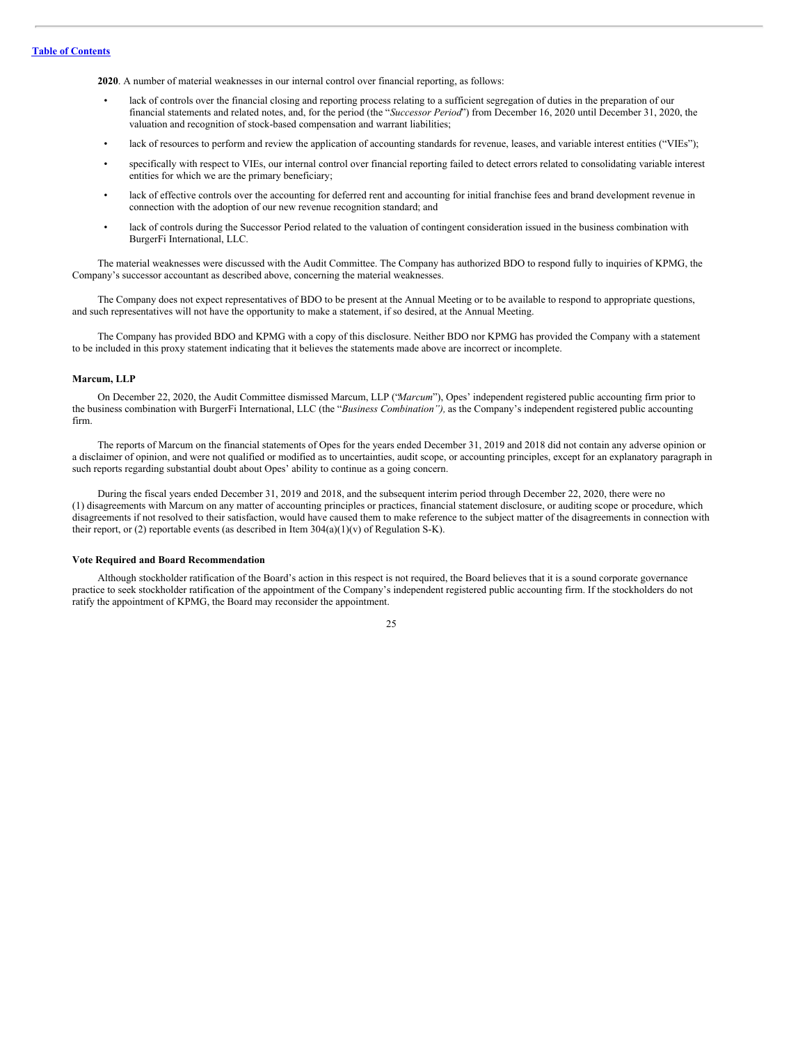**2020**. A number of material weaknesses in our internal control over financial reporting, as follows:

- lack of controls over the financial closing and reporting process relating to a sufficient segregation of duties in the preparation of our financial statements and related notes, and, for the period (the "*Successor Period*") from December 16, 2020 until December 31, 2020, the valuation and recognition of stock-based compensation and warrant liabilities;
- lack of resources to perform and review the application of accounting standards for revenue, leases, and variable interest entities ("VIEs");
- specifically with respect to VIEs, our internal control over financial reporting failed to detect errors related to consolidating variable interest entities for which we are the primary beneficiary;
- lack of effective controls over the accounting for deferred rent and accounting for initial franchise fees and brand development revenue in connection with the adoption of our new revenue recognition standard; and
- lack of controls during the Successor Period related to the valuation of contingent consideration issued in the business combination with BurgerFi International, LLC.

The material weaknesses were discussed with the Audit Committee. The Company has authorized BDO to respond fully to inquiries of KPMG, the Company's successor accountant as described above, concerning the material weaknesses.

The Company does not expect representatives of BDO to be present at the Annual Meeting or to be available to respond to appropriate questions, and such representatives will not have the opportunity to make a statement, if so desired, at the Annual Meeting.

The Company has provided BDO and KPMG with a copy of this disclosure. Neither BDO nor KPMG has provided the Company with a statement to be included in this proxy statement indicating that it believes the statements made above are incorrect or incomplete.

**Marcum, LLP**

On December 22, 2020, the Audit Committee dismissed Marcum, LLP ("*Marcum*"), Opes' independent registered public accounting firm prior to the business combination with BurgerFi International, LLC (the "*Business Combination"),* as the Company's independent registered public accounting firm.

The reports of Marcum on the financial statements of Opes for the years ended December 31, 2019 and 2018 did not contain any adverse opinion or a disclaimer of opinion, and were not qualified or modified as to uncertainties, audit scope, or accounting principles, except for an explanatory paragraph in such reports regarding substantial doubt about Opes' ability to continue as a going concern.

During the fiscal years ended December 31, 2019 and 2018, and the subsequent interim period through December 22, 2020, there were no (1) disagreements with Marcum on any matter of accounting principles or practices, financial statement disclosure, or auditing scope or procedure, which disagreements if not resolved to their satisfaction, would have caused them to make reference to the subject matter of the disagreements in connection with their report, or (2) reportable events (as described in Item 304(a)(1)(v) of Regulation S-K).

**Vote Required and Board Recommendation**

Although stockholder ratification of the Board's action in this respect is not required, the Board believes that it is a sound corporate governance practice to seek stockholder ratification of the appointment of the Company's independent registered public accounting firm. If the stockholders do not ratify the appointment of KPMG, the Board may reconsider the appointment.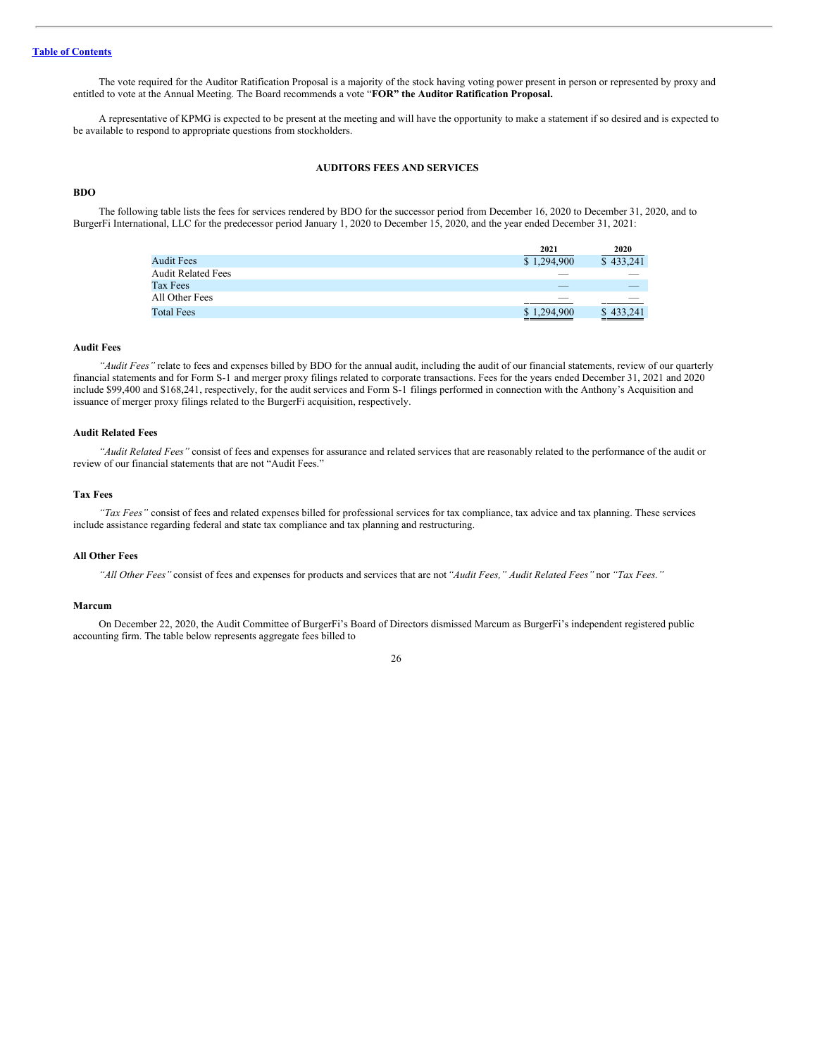The vote required for the Auditor Ratification Proposal is a majority of the stock having voting power present in person or represented by proxy and entitled to vote at the Annual Meeting. The Board recommends a vote "**FOR" the Auditor Ratification Proposal.**

A representative of KPMG is expected to be present at the meeting and will have the opportunity to make a statement if so desired and is expected to be available to respond to appropriate questions from stockholders.

## AUDITORS FEES AND SERVICES

### BDO

The following table lists the fees for services rendered by BDO for the successor period from December 16, 2020 to December 31, 2020, and to BurgerFi International, LLC for the predecessor period January 1, 2020 to December 15, 2020, and the year ended December 31, 2021:

| | 2021 | 2020 |
|---|---|---|
| Audit Fees | $ 1,294,900 | $ 433,241 |
| Audit Related Fees | — | — |
| Tax Fees | — | — |
| All Other Fees | — | — |
| Total Fees | $ 1,294,900 | $ 433,241 |

### Audit Fees

*"Audit Fees"* relate to fees and expenses billed by BDO for the annual audit, including the audit of our financial statements, review of our quarterly financial statements and for Form S-1 and merger proxy filings related to corporate transactions. Fees for the years ended December 31, 2021 and 2020 include $99,400 and $168,241, respectively, for the audit services and Form S-1 filings performed in connection with the Anthony's Acquisition and issuance of merger proxy filings related to the BurgerFi acquisition, respectively.

### Audit Related Fees

*"Audit Related Fees"* consist of fees and expenses for assurance and related services that are reasonably related to the performance of the audit or review of our financial statements that are not "Audit Fees."

### Tax Fees

*"Tax Fees"* consist of fees and related expenses billed for professional services for tax compliance, tax advice and tax planning. These services include assistance regarding federal and state tax compliance and tax planning and restructuring.

### All Other Fees

*"All Other Fees"* consist of fees and expenses for products and services that are not *"Audit Fees," Audit Related Fees"* nor *"Tax Fees."*

### Marcum

On December 22, 2020, the Audit Committee of BurgerFi's Board of Directors dismissed Marcum as BurgerFi's independent registered public accounting firm. The table below represents aggregate fees billed to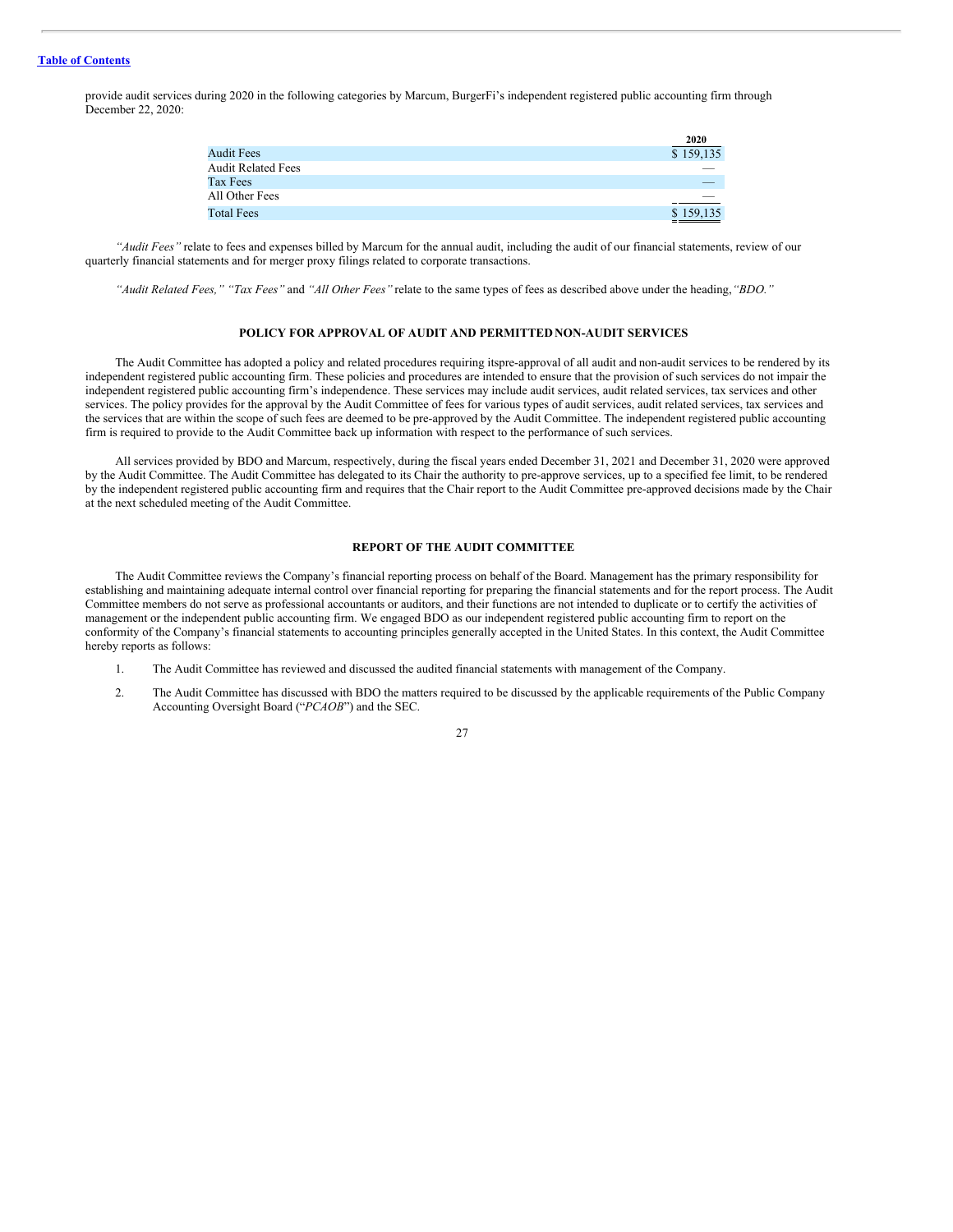provide audit services during 2020 in the following categories by Marcum, BurgerFi's independent registered public accounting firm through December 22, 2020:

| | 2020 |
|---|---|
| Audit Fees | $ 159,135 |
| Audit Related Fees | — |
| Tax Fees | — |
| All Other Fees | — |
| Total Fees | $ 159,135 |

*"Audit Fees"* relate to fees and expenses billed by Marcum for the annual audit, including the audit of our financial statements, review of our quarterly financial statements and for merger proxy filings related to corporate transactions.

*"Audit Related Fees," "Tax Fees"* and *"All Other Fees"* relate to the same types of fees as described above under the heading, *"BDO."*

## POLICY FOR APPROVAL OF AUDIT AND PERMITTED NON-AUDIT SERVICES

The Audit Committee has adopted a policy and related procedures requiring its pre-approval of all audit and non-audit services to be rendered by its independent registered public accounting firm. These policies and procedures are intended to ensure that the provision of such services do not impair the independent registered public accounting firm's independence. These services may include audit services, audit related services, tax services and other services. The policy provides for the approval by the Audit Committee of fees for various types of audit services, audit related services, tax services and the services that are within the scope of such fees are deemed to be pre-approved by the Audit Committee. The independent registered public accounting firm is required to provide to the Audit Committee back up information with respect to the performance of such services.

All services provided by BDO and Marcum, respectively, during the fiscal years ended December 31, 2021 and December 31, 2020 were approved by the Audit Committee. The Audit Committee has delegated to its Chair the authority to pre-approve services, up to a specified fee limit, to be rendered by the independent registered public accounting firm and requires that the Chair report to the Audit Committee pre-approved decisions made by the Chair at the next scheduled meeting of the Audit Committee.

## REPORT OF THE AUDIT COMMITTEE

The Audit Committee reviews the Company's financial reporting process on behalf of the Board. Management has the primary responsibility for establishing and maintaining adequate internal control over financial reporting for preparing the financial statements and for the report process. The Audit Committee members do not serve as professional accountants or auditors, and their functions are not intended to duplicate or to certify the activities of management or the independent public accounting firm. We engaged BDO as our independent registered public accounting firm to report on the conformity of the Company's financial statements to accounting principles generally accepted in the United States. In this context, the Audit Committee hereby reports as follows:

1. The Audit Committee has reviewed and discussed the audited financial statements with management of the Company.
2. The Audit Committee has discussed with BDO the matters required to be discussed by the applicable requirements of the Public Company Accounting Oversight Board ("*PCAOB*") and the SEC.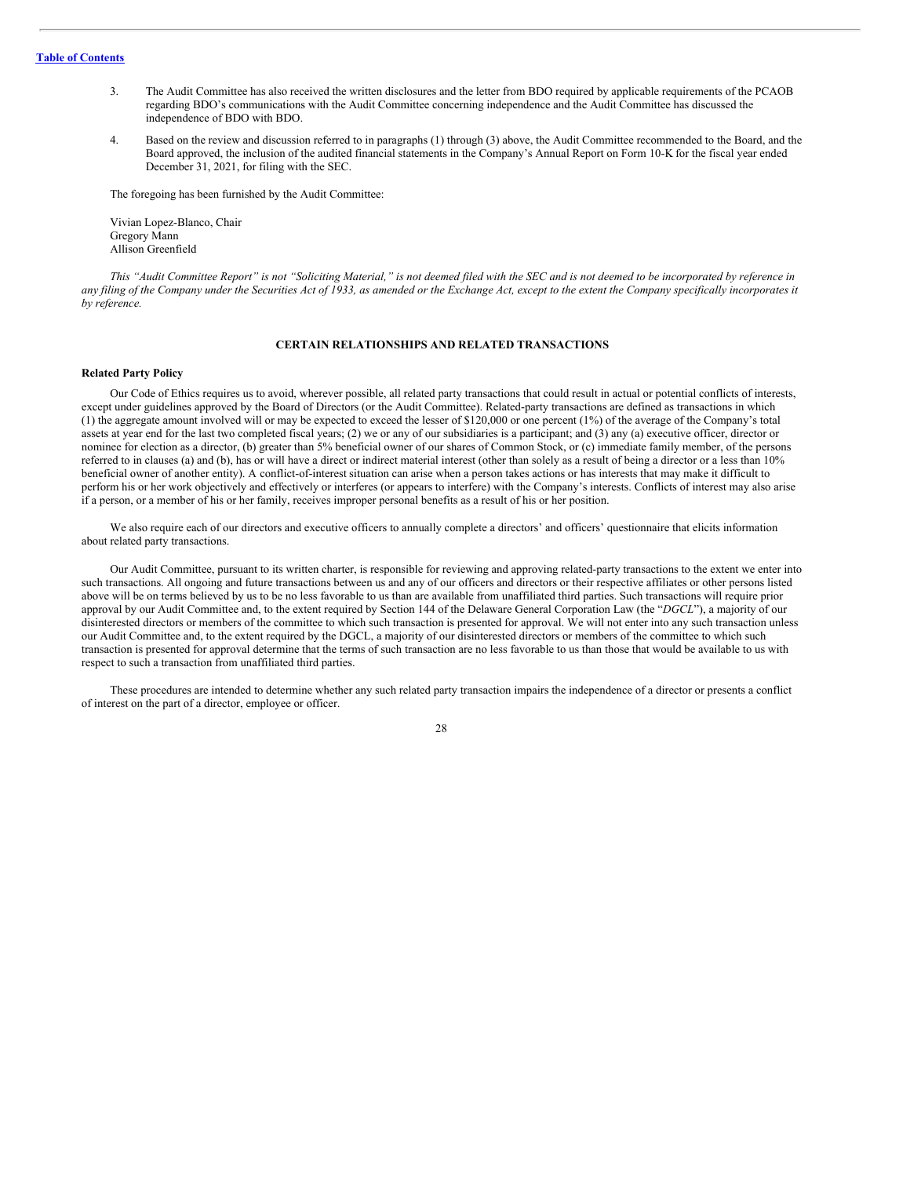3. The Audit Committee has also received the written disclosures and the letter from BDO required by applicable requirements of the PCAOB regarding BDO's communications with the Audit Committee concerning independence and the Audit Committee has discussed the independence of BDO with BDO.

4. Based on the review and discussion referred to in paragraphs (1) through (3) above, the Audit Committee recommended to the Board, and the Board approved, the inclusion of the audited financial statements in the Company's Annual Report on Form 10-K for the fiscal year ended December 31, 2021, for filing with the SEC.

The foregoing has been furnished by the Audit Committee:

Vivian Lopez-Blanco, Chair
Gregory Mann
Allison Greenfield

*This "Audit Committee Report" is not "Soliciting Material," is not deemed filed with the SEC and is not deemed to be incorporated by reference in any filing of the Company under the Securities Act of 1933, as amended or the Exchange Act, except to the extent the Company specifically incorporates it by reference.*

## CERTAIN RELATIONSHIPS AND RELATED TRANSACTIONS

### Related Party Policy

Our Code of Ethics requires us to avoid, wherever possible, all related party transactions that could result in actual or potential conflicts of interests, except under guidelines approved by the Board of Directors (or the Audit Committee). Related-party transactions are defined as transactions in which (1) the aggregate amount involved will or may be expected to exceed the lesser of $120,000 or one percent (1%) of the average of the Company's total assets at year end for the last two completed fiscal years; (2) we or any of our subsidiaries is a participant; and (3) any (a) executive officer, director or nominee for election as a director, (b) greater than 5% beneficial owner of our shares of Common Stock, or (c) immediate family member, of the persons referred to in clauses (a) and (b), has or will have a direct or indirect material interest (other than solely as a result of being a director or a less than 10% beneficial owner of another entity). A conflict-of-interest situation can arise when a person takes actions or has interests that may make it difficult to perform his or her work objectively and effectively or interferes (or appears to interfere) with the Company's interests. Conflicts of interest may also arise if a person, or a member of his or her family, receives improper personal benefits as a result of his or her position.

We also require each of our directors and executive officers to annually complete a directors' and officers' questionnaire that elicits information about related party transactions.

Our Audit Committee, pursuant to its written charter, is responsible for reviewing and approving related-party transactions to the extent we enter into such transactions. All ongoing and future transactions between us and any of our officers and directors or their respective affiliates or other persons listed above will be on terms believed by us to be no less favorable to us than are available from unaffiliated third parties. Such transactions will require prior approval by our Audit Committee and, to the extent required by Section 144 of the Delaware General Corporation Law (the "*DGCL*"), a majority of our disinterested directors or members of the committee to which such transaction is presented for approval. We will not enter into any such transaction unless our Audit Committee and, to the extent required by the DGCL, a majority of our disinterested directors or members of the committee to which such transaction is presented for approval determine that the terms of such transaction are no less favorable to us than those that would be available to us with respect to such a transaction from unaffiliated third parties.

These procedures are intended to determine whether any such related party transaction impairs the independence of a director or presents a conflict of interest on the part of a director, employee or officer.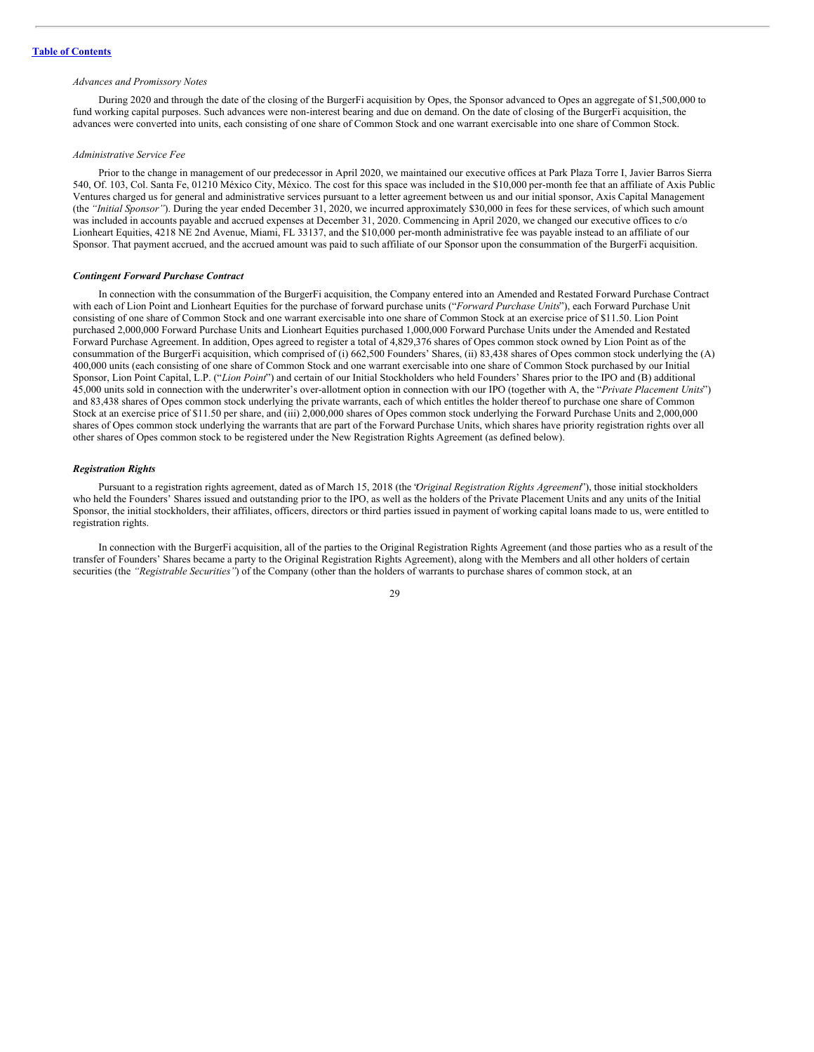*Advances and Promissory Notes*

During 2020 and through the date of the closing of the BurgerFi acquisition by Opes, the Sponsor advanced to Opes an aggregate of $1,500,000 to fund working capital purposes. Such advances were non-interest bearing and due on demand. On the date of closing of the BurgerFi acquisition, the advances were converted into units, each consisting of one share of Common Stock and one warrant exercisable into one share of Common Stock.

*Administrative Service Fee*

Prior to the change in management of our predecessor in April 2020, we maintained our executive offices at Park Plaza Torre I, Javier Barros Sierra 540, Of. 103, Col. Santa Fe, 01210 México City, México. The cost for this space was included in the $10,000 per-month fee that an affiliate of Axis Public Ventures charged us for general and administrative services pursuant to a letter agreement between us and our initial sponsor, Axis Capital Management (the *"Initial Sponsor"*). During the year ended December 31, 2020, we incurred approximately $30,000 in fees for these services, of which such amount was included in accounts payable and accrued expenses at December 31, 2020. Commencing in April 2020, we changed our executive offices to c/o Lionheart Equities, 4218 NE 2nd Avenue, Miami, FL 33137, and the $10,000 per-month administrative fee was payable instead to an affiliate of our Sponsor. That payment accrued, and the accrued amount was paid to such affiliate of our Sponsor upon the consummation of the BurgerFi acquisition.

***Contingent Forward Purchase Contract***

In connection with the consummation of the BurgerFi acquisition, the Company entered into an Amended and Restated Forward Purchase Contract with each of Lion Point and Lionheart Equities for the purchase of forward purchase units ("*Forward Purchase Units*"), each Forward Purchase Unit consisting of one share of Common Stock and one warrant exercisable into one share of Common Stock at an exercise price of $11.50. Lion Point purchased 2,000,000 Forward Purchase Units and Lionheart Equities purchased 1,000,000 Forward Purchase Units under the Amended and Restated Forward Purchase Agreement. In addition, Opes agreed to register a total of 4,829,376 shares of Opes common stock owned by Lion Point as of the consummation of the BurgerFi acquisition, which comprised of (i) 662,500 Founders' Shares, (ii) 83,438 shares of Opes common stock underlying the (A) 400,000 units (each consisting of one share of Common Stock and one warrant exercisable into one share of Common Stock purchased by our Initial Sponsor, Lion Point Capital, L.P. ("*Lion Point*") and certain of our Initial Stockholders who held Founders' Shares prior to the IPO and (B) additional 45,000 units sold in connection with the underwriter's over-allotment option in connection with our IPO (together with A, the "*Private Placement Units*") and 83,438 shares of Opes common stock underlying the private warrants, each of which entitles the holder thereof to purchase one share of Common Stock at an exercise price of $11.50 per share, and (iii) 2,000,000 shares of Opes common stock underlying the Forward Purchase Units and 2,000,000 shares of Opes common stock underlying the warrants that are part of the Forward Purchase Units, which shares have priority registration rights over all other shares of Opes common stock to be registered under the New Registration Rights Agreement (as defined below).

***Registration Rights***

Pursuant to a registration rights agreement, dated as of March 15, 2018 (the "*Original Registration Rights Agreement*"), those initial stockholders who held the Founders' Shares issued and outstanding prior to the IPO, as well as the holders of the Private Placement Units and any units of the Initial Sponsor, the initial stockholders, their affiliates, officers, directors or third parties issued in payment of working capital loans made to us, were entitled to registration rights.

In connection with the BurgerFi acquisition, all of the parties to the Original Registration Rights Agreement (and those parties who as a result of the transfer of Founders' Shares became a party to the Original Registration Rights Agreement), along with the Members and all other holders of certain securities (the *"Registrable Securities"*) of the Company (other than the holders of warrants to purchase shares of common stock, at an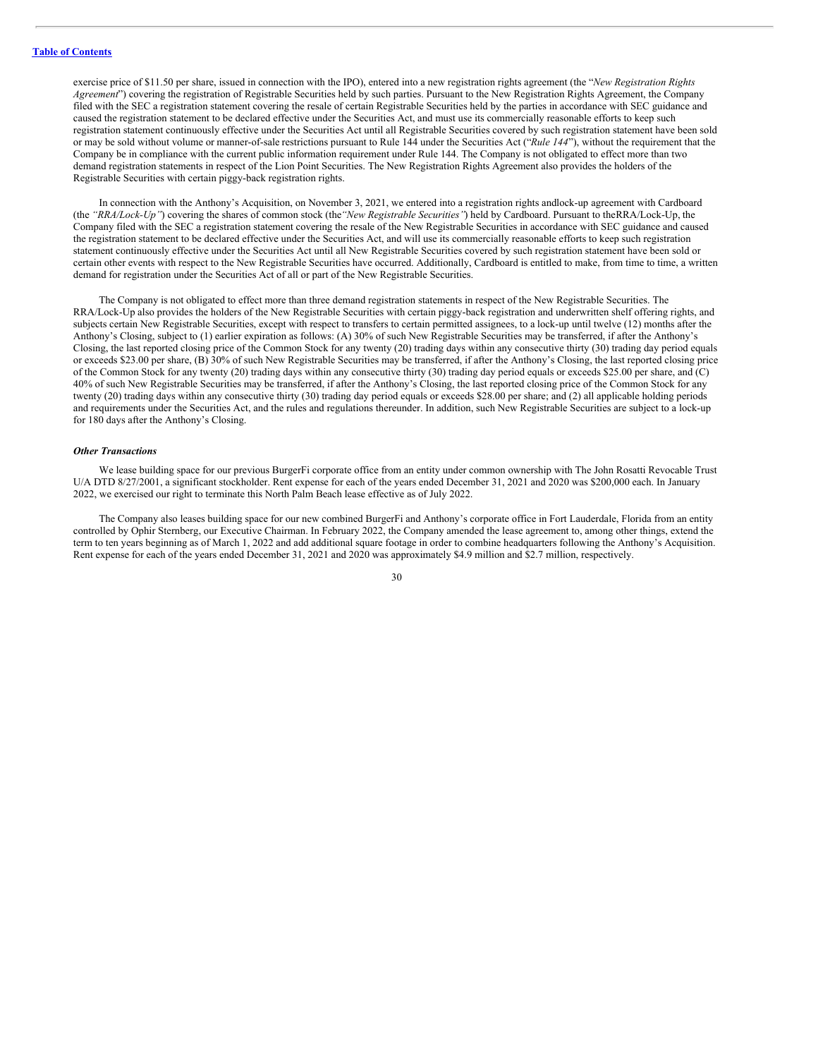exercise price of $11.50 per share, issued in connection with the IPO), entered into a new registration rights agreement (the "*New Registration Rights Agreement*") covering the registration of Registrable Securities held by such parties. Pursuant to the New Registration Rights Agreement, the Company filed with the SEC a registration statement covering the resale of certain Registrable Securities held by the parties in accordance with SEC guidance and caused the registration statement to be declared effective under the Securities Act, and must use its commercially reasonable efforts to keep such registration statement continuously effective under the Securities Act until all Registrable Securities covered by such registration statement have been sold or may be sold without volume or manner-of-sale restrictions pursuant to Rule 144 under the Securities Act ("*Rule 144*"), without the requirement that the Company be in compliance with the current public information requirement under Rule 144. The Company is not obligated to effect more than two demand registration statements in respect of the Lion Point Securities. The New Registration Rights Agreement also provides the holders of the Registrable Securities with certain piggy-back registration rights.

In connection with the Anthony's Acquisition, on November 3, 2021, we entered into a registration rights andlock-up agreement with Cardboard (the *"RRA/Lock-Up"*) covering the shares of common stock (the*"New Registrable Securities"*) held by Cardboard. Pursuant to theRRA/Lock-Up, the Company filed with the SEC a registration statement covering the resale of the New Registrable Securities in accordance with SEC guidance and caused the registration statement to be declared effective under the Securities Act, and will use its commercially reasonable efforts to keep such registration statement continuously effective under the Securities Act until all New Registrable Securities covered by such registration statement have been sold or certain other events with respect to the New Registrable Securities have occurred. Additionally, Cardboard is entitled to make, from time to time, a written demand for registration under the Securities Act of all or part of the New Registrable Securities.

The Company is not obligated to effect more than three demand registration statements in respect of the New Registrable Securities. The RRA/Lock-Up also provides the holders of the New Registrable Securities with certain piggy-back registration and underwritten shelf offering rights, and subjects certain New Registrable Securities, except with respect to transfers to certain permitted assignees, to a lock-up until twelve (12) months after the Anthony's Closing, subject to (1) earlier expiration as follows: (A) 30% of such New Registrable Securities may be transferred, if after the Anthony's Closing, the last reported closing price of the Common Stock for any twenty (20) trading days within any consecutive thirty (30) trading day period equals or exceeds $23.00 per share, (B) 30% of such New Registrable Securities may be transferred, if after the Anthony's Closing, the last reported closing price of the Common Stock for any twenty (20) trading days within any consecutive thirty (30) trading day period equals or exceeds $25.00 per share, and (C) 40% of such New Registrable Securities may be transferred, if after the Anthony's Closing, the last reported closing price of the Common Stock for any twenty (20) trading days within any consecutive thirty (30) trading day period equals or exceeds $28.00 per share; and (2) all applicable holding periods and requirements under the Securities Act, and the rules and regulations thereunder. In addition, such New Registrable Securities are subject to a lock-up for 180 days after the Anthony's Closing.

***Other Transactions***

We lease building space for our previous BurgerFi corporate office from an entity under common ownership with The John Rosatti Revocable Trust U/A DTD 8/27/2001, a significant stockholder. Rent expense for each of the years ended December 31, 2021 and 2020 was $200,000 each. In January 2022, we exercised our right to terminate this North Palm Beach lease effective as of July 2022.

The Company also leases building space for our new combined BurgerFi and Anthony's corporate office in Fort Lauderdale, Florida from an entity controlled by Ophir Sternberg, our Executive Chairman. In February 2022, the Company amended the lease agreement to, among other things, extend the term to ten years beginning as of March 1, 2022 and add additional square footage in order to combine headquarters following the Anthony's Acquisition. Rent expense for each of the years ended December 31, 2021 and 2020 was approximately $4.9 million and $2.7 million, respectively.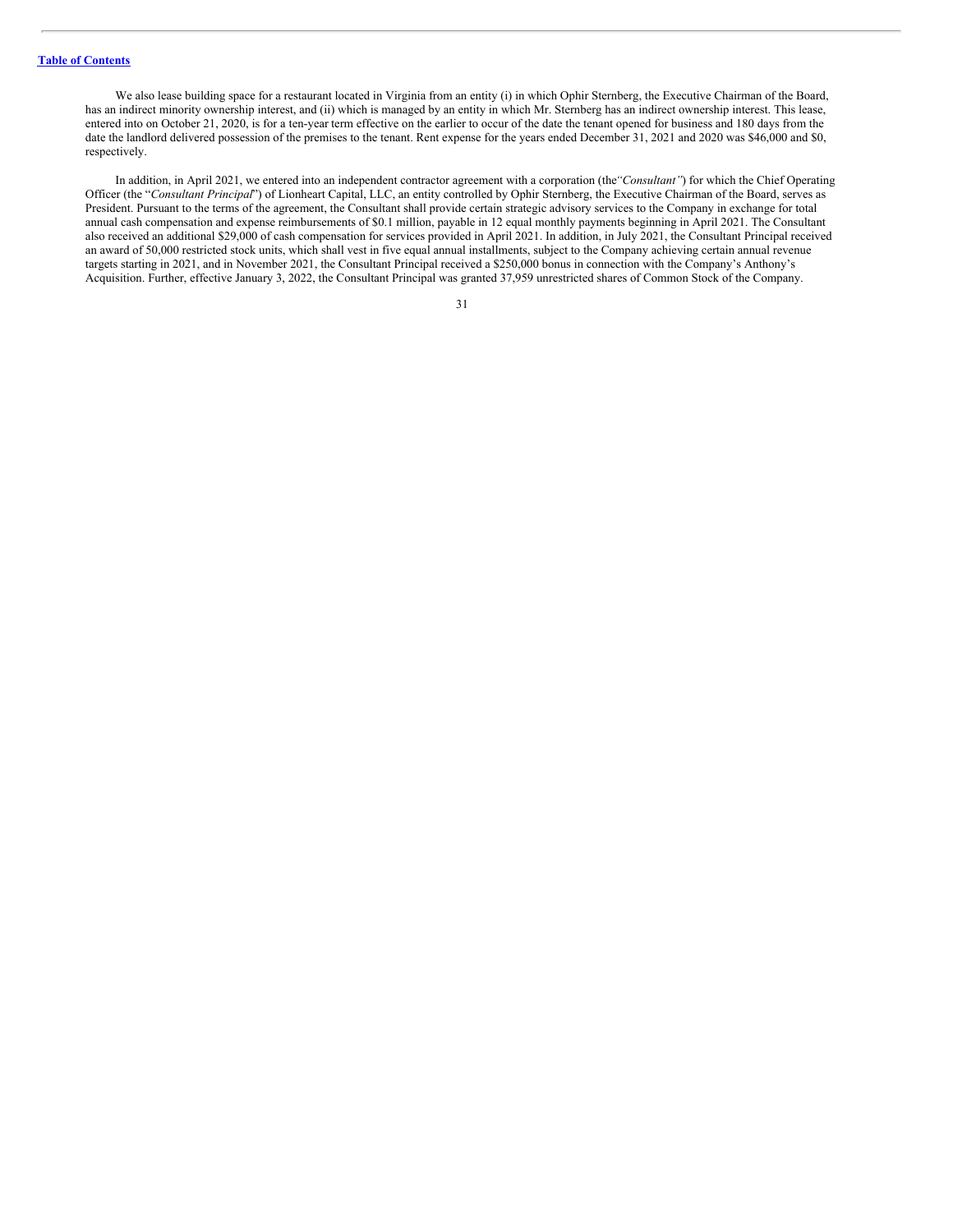We also lease building space for a restaurant located in Virginia from an entity (i) in which Ophir Sternberg, the Executive Chairman of the Board, has an indirect minority ownership interest, and (ii) which is managed by an entity in which Mr. Sternberg has an indirect ownership interest. This lease, entered into on October 21, 2020, is for a ten-year term effective on the earlier to occur of the date the tenant opened for business and 180 days from the date the landlord delivered possession of the premises to the tenant. Rent expense for the years ended December 31, 2021 and 2020 was $46,000 and $0, respectively.

In addition, in April 2021, we entered into an independent contractor agreement with a corporation (the *"Consultant"*) for which the Chief Operating Officer (the "*Consultant Principal*") of Lionheart Capital, LLC, an entity controlled by Ophir Sternberg, the Executive Chairman of the Board, serves as President. Pursuant to the terms of the agreement, the Consultant shall provide certain strategic advisory services to the Company in exchange for total annual cash compensation and expense reimbursements of $0.1 million, payable in 12 equal monthly payments beginning in April 2021. The Consultant also received an additional $29,000 of cash compensation for services provided in April 2021. In addition, in July 2021, the Consultant Principal received an award of 50,000 restricted stock units, which shall vest in five equal annual installments, subject to the Company achieving certain annual revenue targets starting in 2021, and in November 2021, the Consultant Principal received a $250,000 bonus in connection with the Company's Anthony's Acquisition. Further, effective January 3, 2022, the Consultant Principal was granted 37,959 unrestricted shares of Common Stock of the Company.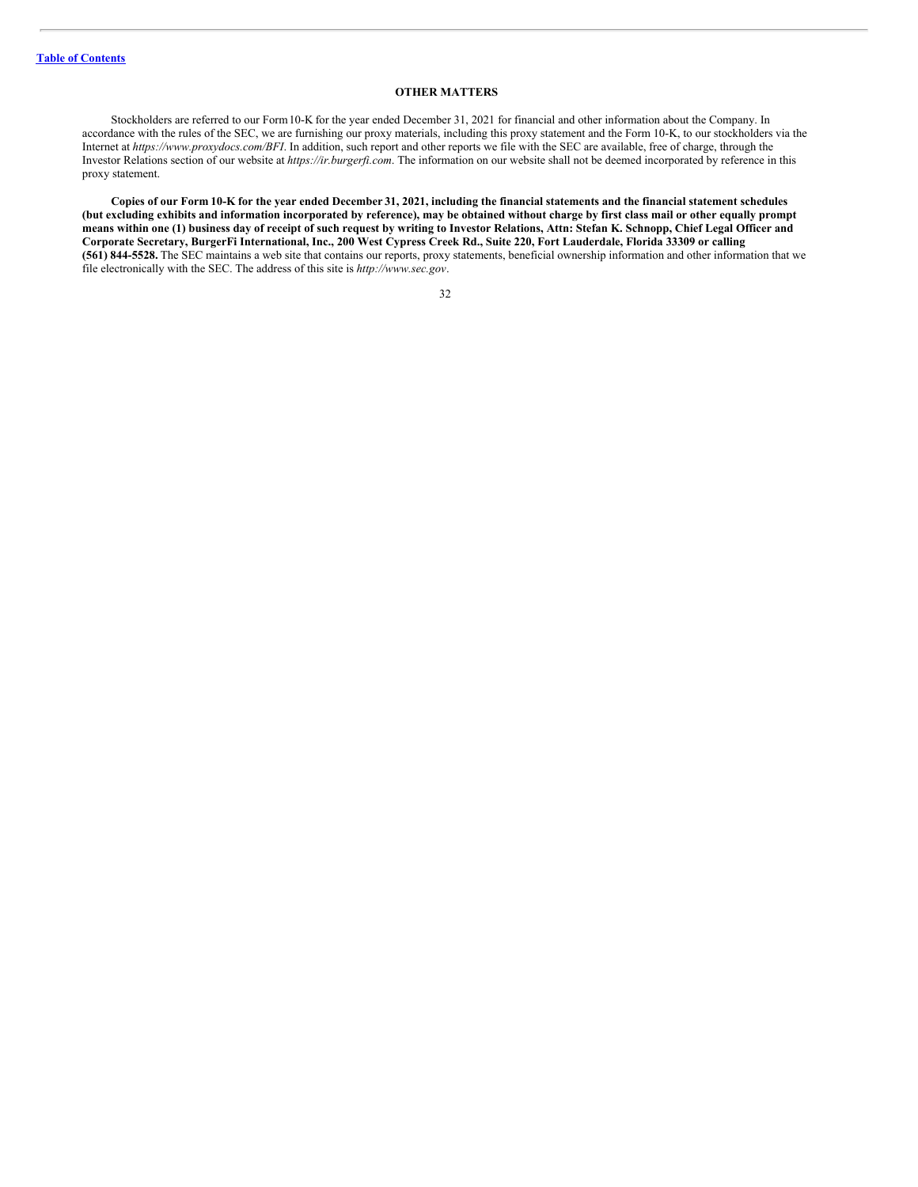# OTHER MATTERS

Stockholders are referred to our Form 10-K for the year ended December 31, 2021 for financial and other information about the Company. In accordance with the rules of the SEC, we are furnishing our proxy materials, including this proxy statement and the Form 10-K, to our stockholders via the Internet at *https://www.proxydocs.com/BFI*. In addition, such report and other reports we file with the SEC are available, free of charge, through the Investor Relations section of our website at *https://ir.burgerfi.com*. The information on our website shall not be deemed incorporated by reference in this proxy statement.

**Copies of our Form 10-K for the year ended December 31, 2021, including the financial statements and the financial statement schedules (but excluding exhibits and information incorporated by reference), may be obtained without charge by first class mail or other equally prompt means within one (1) business day of receipt of such request by writing to Investor Relations, Attn: Stefan K. Schnopp, Chief Legal Officer and Corporate Secretary, BurgerFi International, Inc., 200 West Cypress Creek Rd., Suite 220, Fort Lauderdale, Florida 33309 or calling (561) 844-5528.** The SEC maintains a web site that contains our reports, proxy statements, beneficial ownership information and other information that we file electronically with the SEC. The address of this site is *http://www.sec.gov*.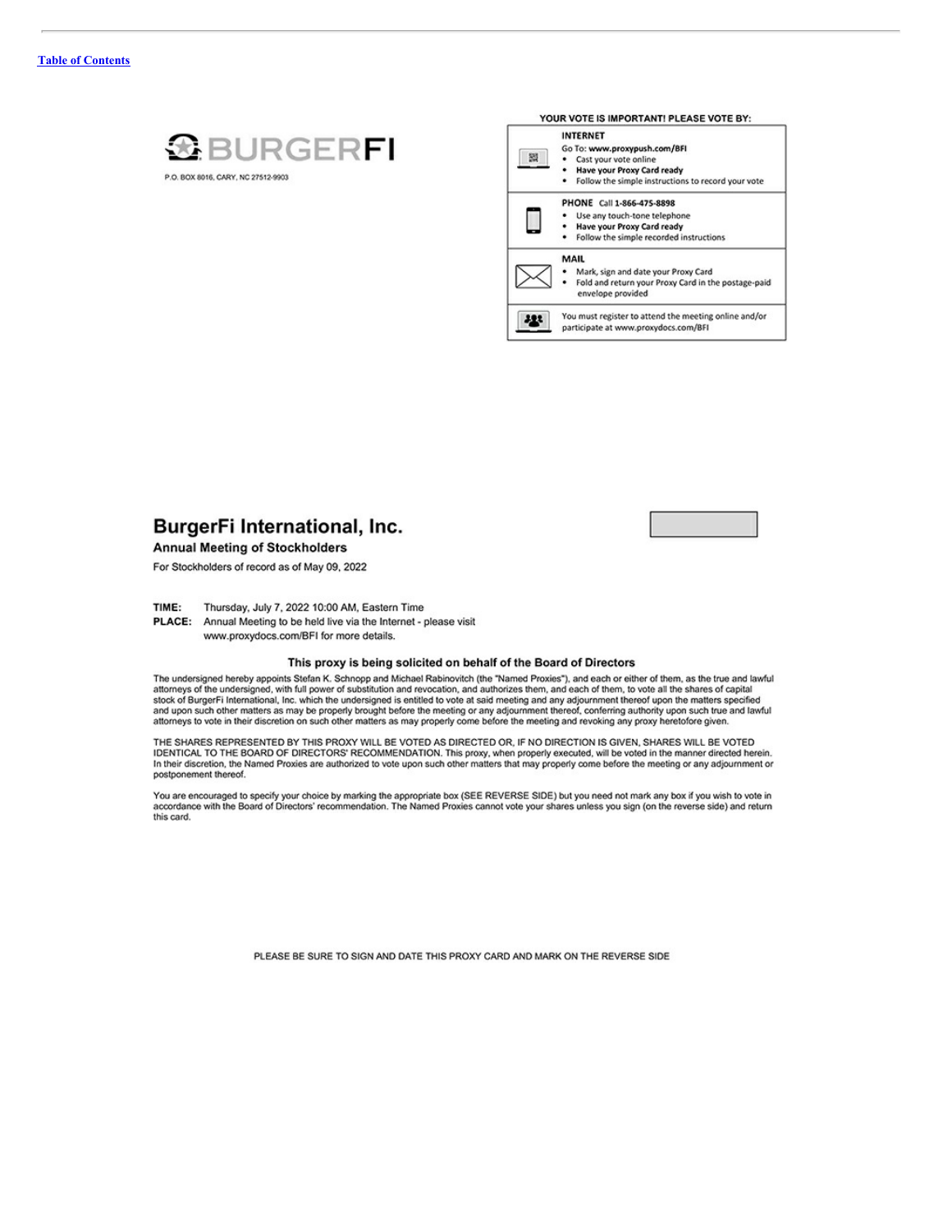BURGERFI

P.O. BOX 8016, CARY, NC 27512-9903

**YOUR VOTE IS IMPORTANT! PLEASE VOTE BY:**

**INTERNET**
Go To: **www.proxypush.com/BFI**
- Cast your vote online
- **Have your Proxy Card ready**
- Follow the simple instructions to record your vote

**PHONE** Call **1-866-475-8898**
- Use any touch-tone telephone
- **Have your Proxy Card ready**
- Follow the simple recorded instructions

**MAIL**
- Mark, sign and date your Proxy Card
- Fold and return your Proxy Card in the postage-paid envelope provided

You must register to attend the meeting online and/or participate at www.proxydocs.com/BFI

# BurgerFi International, Inc.

## Annual Meeting of Stockholders

For Stockholders of record as of May 09, 2022

**TIME:** Thursday, July 7, 2022 10:00 AM, Eastern Time
**PLACE:** Annual Meeting to be held live via the Internet - please visit www.proxydocs.com/BFI for more details.

### This proxy is being solicited on behalf of the Board of Directors

The undersigned hereby appoints Stefan K. Schnopp and Michael Rabinovitch (the "Named Proxies"), and each or either of them, as the true and lawful attorneys of the undersigned, with full power of substitution and revocation, and authorizes them, and each of them, to vote all the shares of capital stock of BurgerFi International, Inc. which the undersigned is entitled to vote at said meeting and any adjournment thereof upon the matters specified and upon such other matters as may be properly brought before the meeting or any adjournment thereof, conferring authority upon such true and lawful attorneys to vote in their discretion on such other matters as may properly come before the meeting and revoking any proxy heretofore given.

THE SHARES REPRESENTED BY THIS PROXY WILL BE VOTED AS DIRECTED OR, IF NO DIRECTION IS GIVEN, SHARES WILL BE VOTED IDENTICAL TO THE BOARD OF DIRECTORS' RECOMMENDATION. This proxy, when properly executed, will be voted in the manner directed herein. In their discretion, the Named Proxies are authorized to vote upon such other matters that may properly come before the meeting or any adjournment or postponement thereof.

You are encouraged to specify your choice by marking the appropriate box (SEE REVERSE SIDE) but you need not mark any box if you wish to vote in accordance with the Board of Directors' recommendation. The Named Proxies cannot vote your shares unless you sign (on the reverse side) and return this card.

PLEASE BE SURE TO SIGN AND DATE THIS PROXY CARD AND MARK ON THE REVERSE SIDE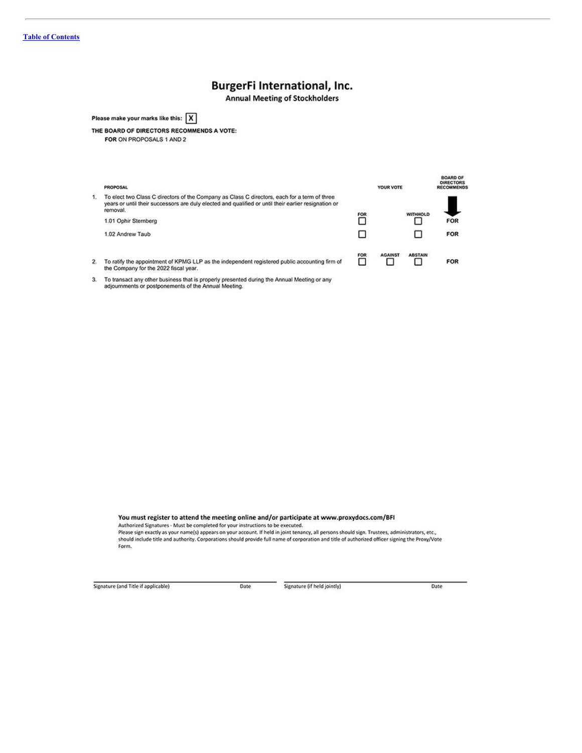# BurgerFi International, Inc.

## Annual Meeting of Stockholders

**Please make your marks like this:** [X]

**THE BOARD OF DIRECTORS RECOMMENDS A VOTE:**

**FOR** ON PROPOSALS 1 AND 2

| PROPOSAL | YOUR VOTE | | | BOARD OF DIRECTORS RECOMMENDS |
|---|---|---|---|---|
| 1. To elect two Class C directors of the Company as Class C directors, each for a term of three years or until their successors are duly elected and qualified or until their earlier resignation or removal. | FOR | | WITHHOLD | |
| 1.01 Ophir Sternberg | ☐ | | ☐ | FOR |
| 1.02 Andrew Taub | ☐ | | ☐ | FOR |
| | FOR | AGAINST | ABSTAIN | |
| 2. To ratify the appointment of KPMG LLP as the independent registered public accounting firm of the Company for the 2022 fiscal year. | ☐ | ☐ | ☐ | FOR |
| 3. To transact any other business that is properly presented during the Annual Meeting or any adjournments or postponements of the Annual Meeting. | | | | |

**You must register to attend the meeting online and/or participate at www.proxydocs.com/BFI**

Authorized Signatures - Must be completed for your instructions to be executed.

Please sign exactly as your name(s) appears on your account. If held in joint tenancy, all persons should sign. Trustees, administrators, etc., should include title and authority. Corporations should provide full name of corporation and title of authorized officer signing the Proxy/Vote Form.

| | | | |
|---|---|---|---|
| Signature (and Title if applicable) | Date | Signature (if held jointly) | Date |